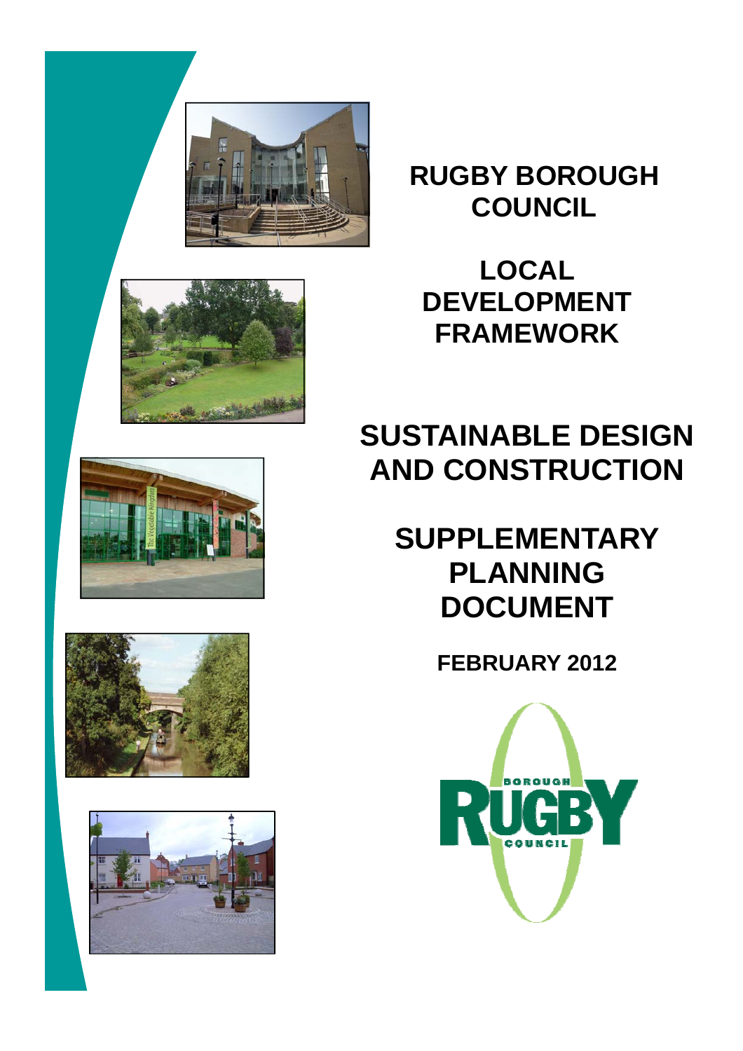# RUGBY BOROUGH COUNCIL

# LOCAL DEVELOPMENT FRAMEWORK

# SUSTAINABLE DESIGN AND CONSTRUCTION

# SUPPLEMENTARY PLANNING DOCUMENT

**FEBRUARY 2012**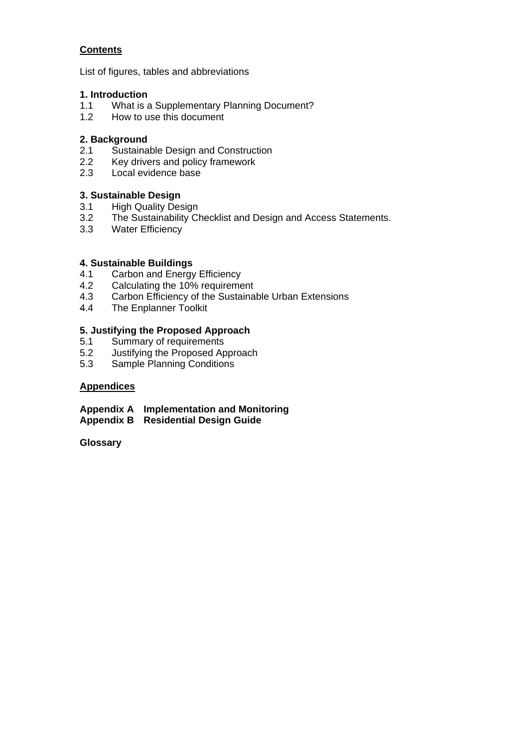**Contents**

List of figures, tables and abbreviations

**1. Introduction**

1.1 What is a Supplementary Planning Document?
1.2 How to use this document

**2. Background**

2.1 Sustainable Design and Construction
2.2 Key drivers and policy framework
2.3 Local evidence base

**3. Sustainable Design**

3.1 High Quality Design
3.2 The Sustainability Checklist and Design and Access Statements.
3.3 Water Efficiency

**4. Sustainable Buildings**

4.1 Carbon and Energy Efficiency
4.2 Calculating the 10% requirement
4.3 Carbon Efficiency of the Sustainable Urban Extensions
4.4 The Enplanner Toolkit

**5. Justifying the Proposed Approach**

5.1 Summary of requirements
5.2 Justifying the Proposed Approach
5.3 Sample Planning Conditions

**Appendices**

**Appendix A Implementation and Monitoring**
**Appendix B Residential Design Guide**

**Glossary**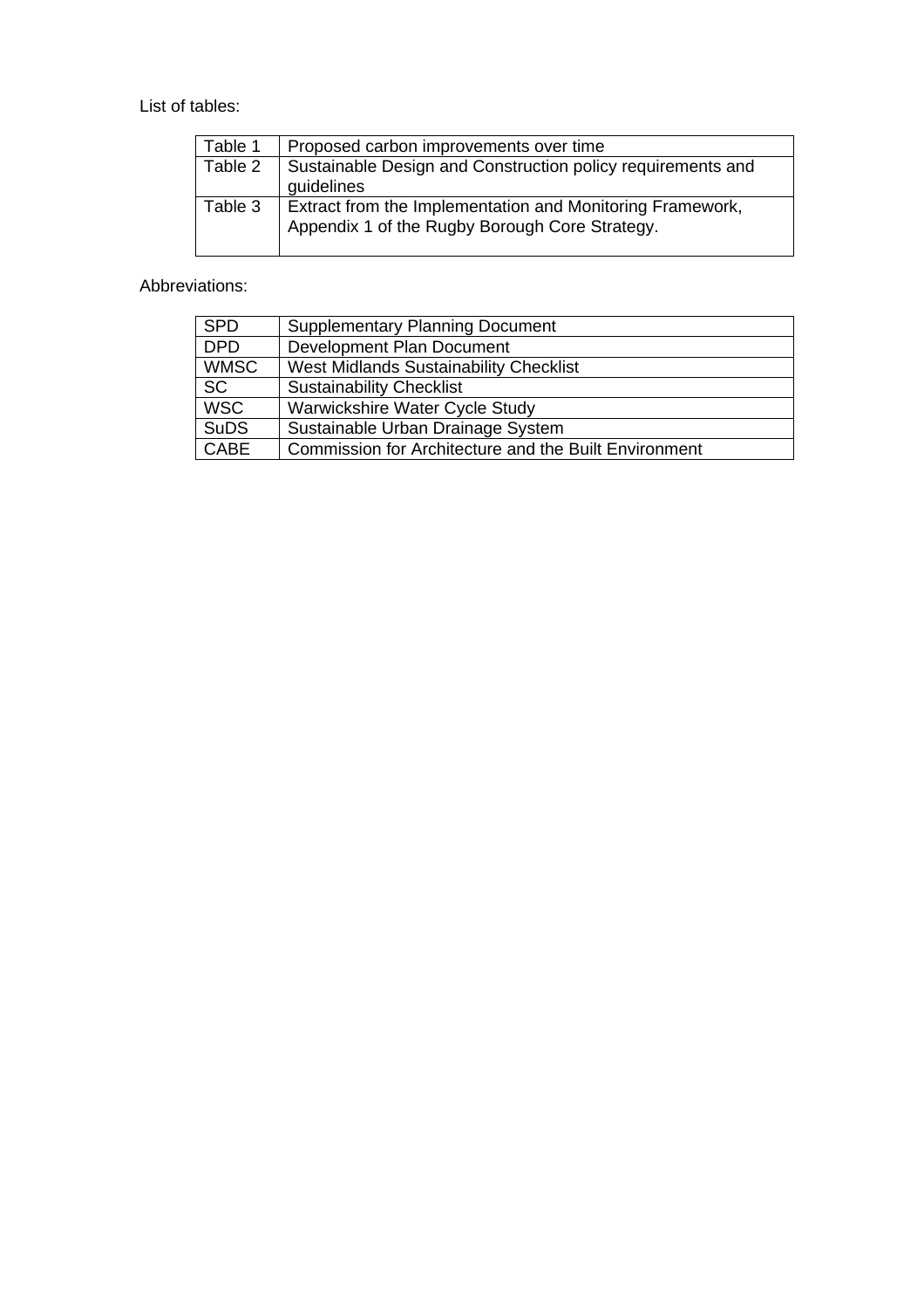List of tables:

| | |
|---|---|
| Table 1 | Proposed carbon improvements over time |
| Table 2 | Sustainable Design and Construction policy requirements and guidelines |
| Table 3 | Extract from the Implementation and Monitoring Framework, Appendix 1 of the Rugby Borough Core Strategy. |

Abbreviations:

| | |
|---|---|
| SPD | Supplementary Planning Document |
| DPD | Development Plan Document |
| WMSC | West Midlands Sustainability Checklist |
| SC | Sustainability Checklist |
| WSC | Warwickshire Water Cycle Study |
| SuDS | Sustainable Urban Drainage System |
| CABE | Commission for Architecture and the Built Environment |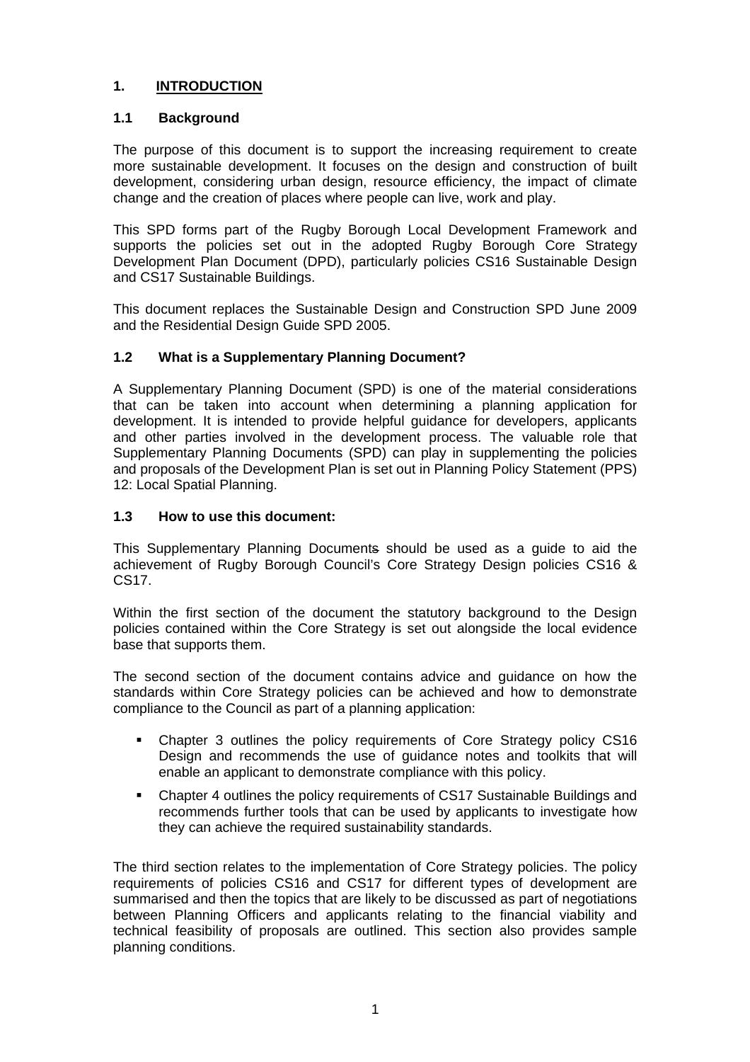# 1. INTRODUCTION

## 1.1 Background

The purpose of this document is to support the increasing requirement to create more sustainable development. It focuses on the design and construction of built development, considering urban design, resource efficiency, the impact of climate change and the creation of places where people can live, work and play.

This SPD forms part of the Rugby Borough Local Development Framework and supports the policies set out in the adopted Rugby Borough Core Strategy Development Plan Document (DPD), particularly policies CS16 Sustainable Design and CS17 Sustainable Buildings.

This document replaces the Sustainable Design and Construction SPD June 2009 and the Residential Design Guide SPD 2005.

## 1.2 What is a Supplementary Planning Document?

A Supplementary Planning Document (SPD) is one of the material considerations that can be taken into account when determining a planning application for development. It is intended to provide helpful guidance for developers, applicants and other parties involved in the development process. The valuable role that Supplementary Planning Documents (SPD) can play in supplementing the policies and proposals of the Development Plan is set out in Planning Policy Statement (PPS) 12: Local Spatial Planning.

## 1.3 How to use this document:

This Supplementary Planning Documents should be used as a guide to aid the achievement of Rugby Borough Council's Core Strategy Design policies CS16 & CS17.

Within the first section of the document the statutory background to the Design policies contained within the Core Strategy is set out alongside the local evidence base that supports them.

The second section of the document contains advice and guidance on how the standards within Core Strategy policies can be achieved and how to demonstrate compliance to the Council as part of a planning application:

- Chapter 3 outlines the policy requirements of Core Strategy policy CS16 Design and recommends the use of guidance notes and toolkits that will enable an applicant to demonstrate compliance with this policy.
- Chapter 4 outlines the policy requirements of CS17 Sustainable Buildings and recommends further tools that can be used by applicants to investigate how they can achieve the required sustainability standards.

The third section relates to the implementation of Core Strategy policies. The policy requirements of policies CS16 and CS17 for different types of development are summarised and then the topics that are likely to be discussed as part of negotiations between Planning Officers and applicants relating to the financial viability and technical feasibility of proposals are outlined. This section also provides sample planning conditions.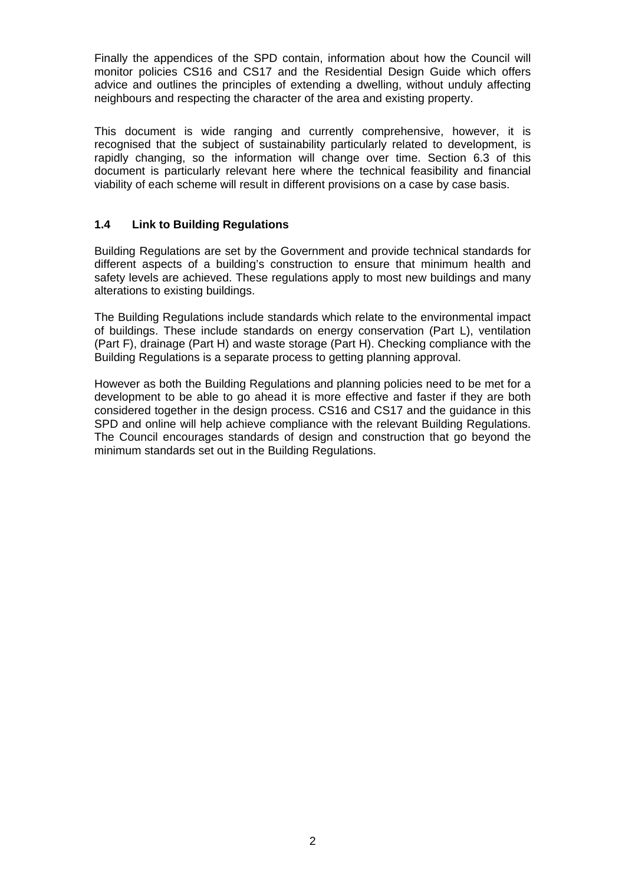Finally the appendices of the SPD contain, information about how the Council will monitor policies CS16 and CS17 and the Residential Design Guide which offers advice and outlines the principles of extending a dwelling, without unduly affecting neighbours and respecting the character of the area and existing property.

This document is wide ranging and currently comprehensive, however, it is recognised that the subject of sustainability particularly related to development, is rapidly changing, so the information will change over time. Section 6.3 of this document is particularly relevant here where the technical feasibility and financial viability of each scheme will result in different provisions on a case by case basis.

### 1.4 Link to Building Regulations

Building Regulations are set by the Government and provide technical standards for different aspects of a building's construction to ensure that minimum health and safety levels are achieved. These regulations apply to most new buildings and many alterations to existing buildings.

The Building Regulations include standards which relate to the environmental impact of buildings. These include standards on energy conservation (Part L), ventilation (Part F), drainage (Part H) and waste storage (Part H). Checking compliance with the Building Regulations is a separate process to getting planning approval.

However as both the Building Regulations and planning policies need to be met for a development to be able to go ahead it is more effective and faster if they are both considered together in the design process. CS16 and CS17 and the guidance in this SPD and online will help achieve compliance with the relevant Building Regulations. The Council encourages standards of design and construction that go beyond the minimum standards set out in the Building Regulations.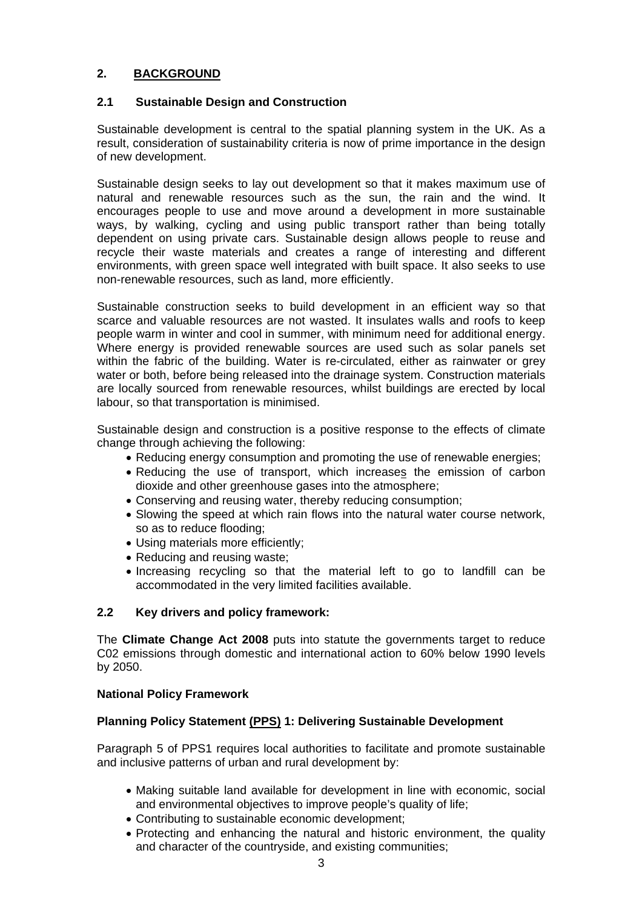## 2. BACKGROUND

### 2.1 Sustainable Design and Construction

Sustainable development is central to the spatial planning system in the UK. As a result, consideration of sustainability criteria is now of prime importance in the design of new development.

Sustainable design seeks to lay out development so that it makes maximum use of natural and renewable resources such as the sun, the rain and the wind. It encourages people to use and move around a development in more sustainable ways, by walking, cycling and using public transport rather than being totally dependent on using private cars. Sustainable design allows people to reuse and recycle their waste materials and creates a range of interesting and different environments, with green space well integrated with built space. It also seeks to use non-renewable resources, such as land, more efficiently.

Sustainable construction seeks to build development in an efficient way so that scarce and valuable resources are not wasted. It insulates walls and roofs to keep people warm in winter and cool in summer, with minimum need for additional energy. Where energy is provided renewable sources are used such as solar panels set within the fabric of the building. Water is re-circulated, either as rainwater or grey water or both, before being released into the drainage system. Construction materials are locally sourced from renewable resources, whilst buildings are erected by local labour, so that transportation is minimised.

Sustainable design and construction is a positive response to the effects of climate change through achieving the following:

- Reducing energy consumption and promoting the use of renewable energies;
- Reducing the use of transport, which increases the emission of carbon dioxide and other greenhouse gases into the atmosphere;
- Conserving and reusing water, thereby reducing consumption;
- Slowing the speed at which rain flows into the natural water course network, so as to reduce flooding;
- Using materials more efficiently;
- Reducing and reusing waste;
- Increasing recycling so that the material left to go to landfill can be accommodated in the very limited facilities available.

### 2.2 Key drivers and policy framework:

The **Climate Change Act 2008** puts into statute the governments target to reduce C02 emissions through domestic and international action to 60% below 1990 levels by 2050.

**National Policy Framework**

**Planning Policy Statement (PPS) 1: Delivering Sustainable Development**

Paragraph 5 of PPS1 requires local authorities to facilitate and promote sustainable and inclusive patterns of urban and rural development by:

- Making suitable land available for development in line with economic, social and environmental objectives to improve people's quality of life;
- Contributing to sustainable economic development;
- Protecting and enhancing the natural and historic environment, the quality and character of the countryside, and existing communities;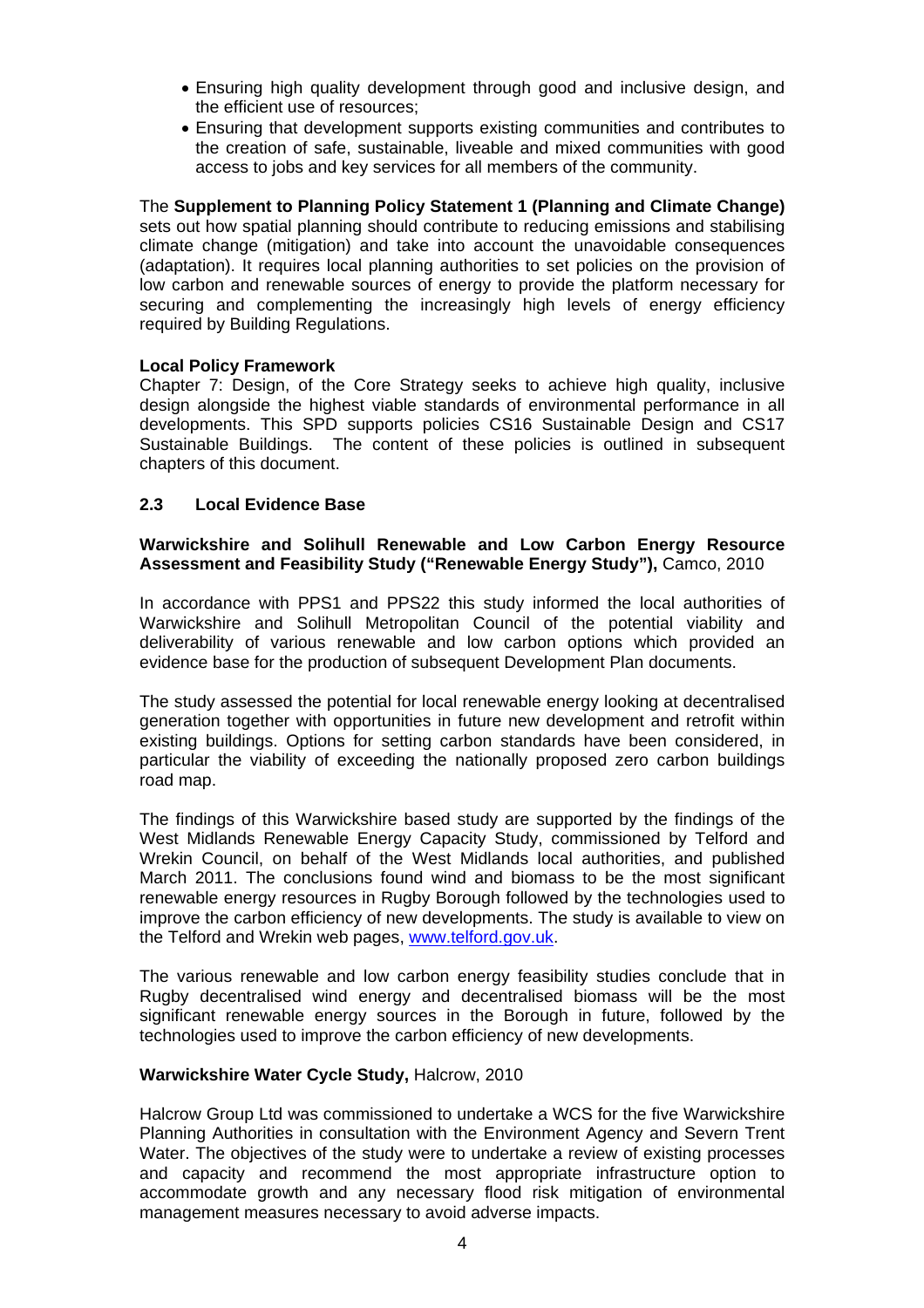- Ensuring high quality development through good and inclusive design, and the efficient use of resources;
- Ensuring that development supports existing communities and contributes to the creation of safe, sustainable, liveable and mixed communities with good access to jobs and key services for all members of the community.

The **Supplement to Planning Policy Statement 1 (Planning and Climate Change)** sets out how spatial planning should contribute to reducing emissions and stabilising climate change (mitigation) and take into account the unavoidable consequences (adaptation). It requires local planning authorities to set policies on the provision of low carbon and renewable sources of energy to provide the platform necessary for securing and complementing the increasingly high levels of energy efficiency required by Building Regulations.

**Local Policy Framework**

Chapter 7: Design, of the Core Strategy seeks to achieve high quality, inclusive design alongside the highest viable standards of environmental performance in all developments. This SPD supports policies CS16 Sustainable Design and CS17 Sustainable Buildings. The content of these policies is outlined in subsequent chapters of this document.

### 2.3 Local Evidence Base

**Warwickshire and Solihull Renewable and Low Carbon Energy Resource Assessment and Feasibility Study ("Renewable Energy Study"),** Camco, 2010

In accordance with PPS1 and PPS22 this study informed the local authorities of Warwickshire and Solihull Metropolitan Council of the potential viability and deliverability of various renewable and low carbon options which provided an evidence base for the production of subsequent Development Plan documents.

The study assessed the potential for local renewable energy looking at decentralised generation together with opportunities in future new development and retrofit within existing buildings. Options for setting carbon standards have been considered, in particular the viability of exceeding the nationally proposed zero carbon buildings road map.

The findings of this Warwickshire based study are supported by the findings of the West Midlands Renewable Energy Capacity Study, commissioned by Telford and Wrekin Council, on behalf of the West Midlands local authorities, and published March 2011. The conclusions found wind and biomass to be the most significant renewable energy resources in Rugby Borough followed by the technologies used to improve the carbon efficiency of new developments. The study is available to view on the Telford and Wrekin web pages, www.telford.gov.uk.

The various renewable and low carbon energy feasibility studies conclude that in Rugby decentralised wind energy and decentralised biomass will be the most significant renewable energy sources in the Borough in future, followed by the technologies used to improve the carbon efficiency of new developments.

**Warwickshire Water Cycle Study,** Halcrow, 2010

Halcrow Group Ltd was commissioned to undertake a WCS for the five Warwickshire Planning Authorities in consultation with the Environment Agency and Severn Trent Water. The objectives of the study were to undertake a review of existing processes and capacity and recommend the most appropriate infrastructure option to accommodate growth and any necessary flood risk mitigation of environmental management measures necessary to avoid adverse impacts.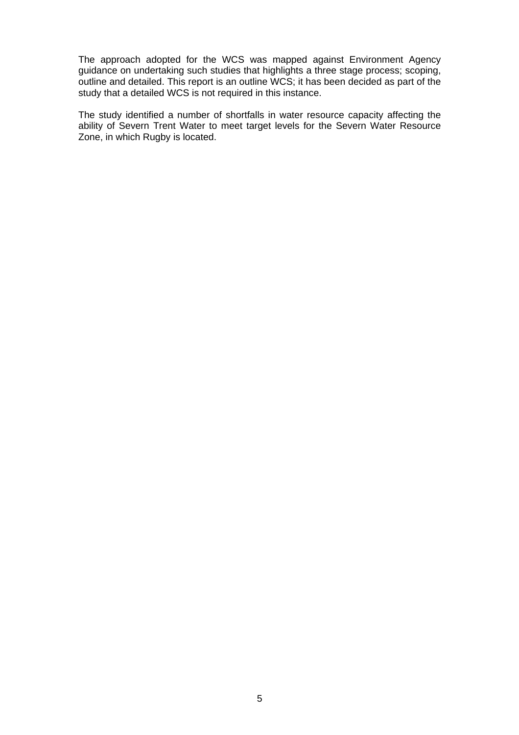The approach adopted for the WCS was mapped against Environment Agency guidance on undertaking such studies that highlights a three stage process; scoping, outline and detailed. This report is an outline WCS; it has been decided as part of the study that a detailed WCS is not required in this instance.

The study identified a number of shortfalls in water resource capacity affecting the ability of Severn Trent Water to meet target levels for the Severn Water Resource Zone, in which Rugby is located.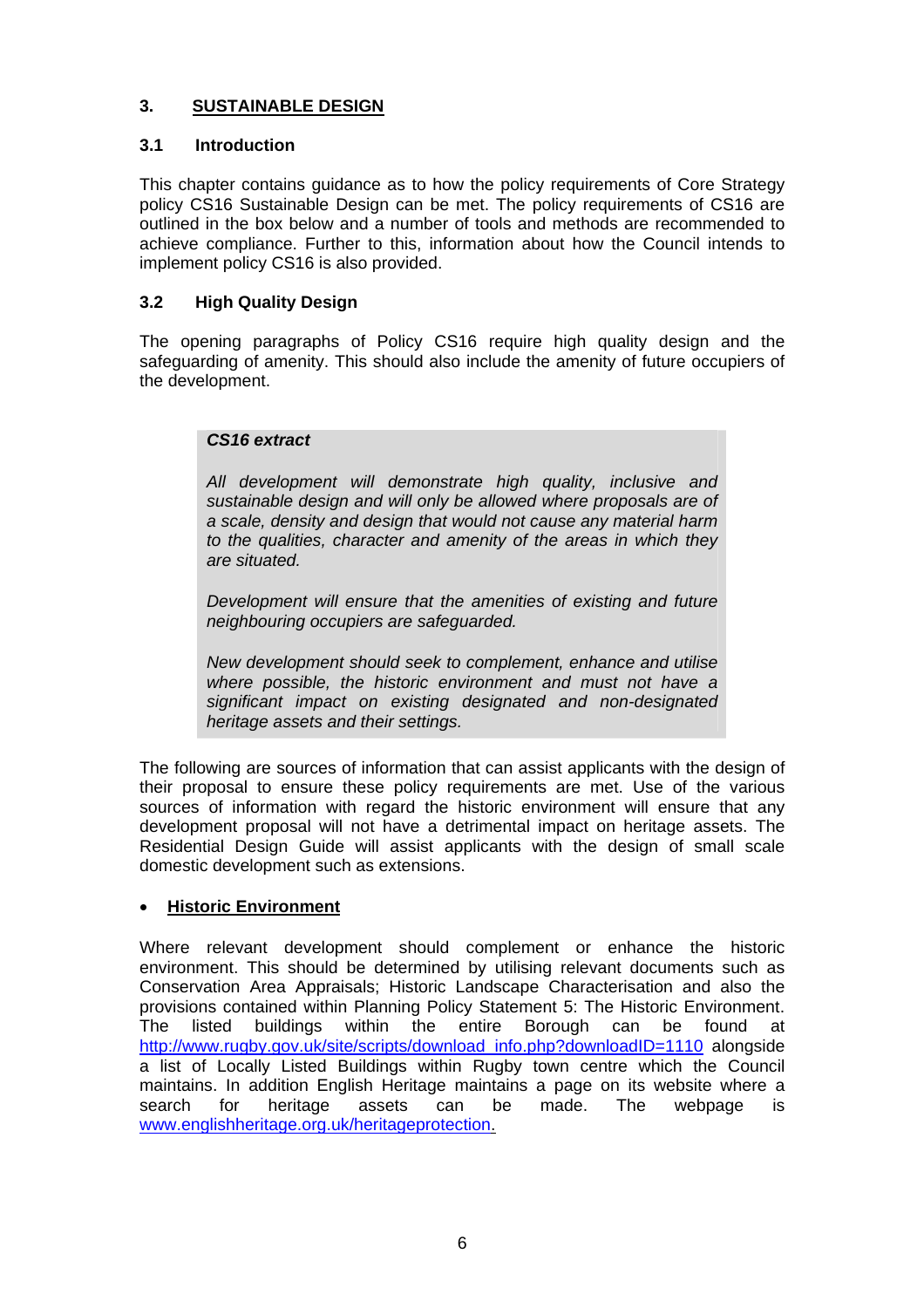## 3. SUSTAINABLE DESIGN

### 3.1 Introduction

This chapter contains guidance as to how the policy requirements of Core Strategy policy CS16 Sustainable Design can be met. The policy requirements of CS16 are outlined in the box below and a number of tools and methods are recommended to achieve compliance. Further to this, information about how the Council intends to implement policy CS16 is also provided.

### 3.2 High Quality Design

The opening paragraphs of Policy CS16 require high quality design and the safeguarding of amenity. This should also include the amenity of future occupiers of the development.

> ***CS16 extract***
>
> *All development will demonstrate high quality, inclusive and sustainable design and will only be allowed where proposals are of a scale, density and design that would not cause any material harm to the qualities, character and amenity of the areas in which they are situated.*
>
> *Development will ensure that the amenities of existing and future neighbouring occupiers are safeguarded.*
>
> *New development should seek to complement, enhance and utilise where possible, the historic environment and must not have a significant impact on existing designated and non-designated heritage assets and their settings.*

The following are sources of information that can assist applicants with the design of their proposal to ensure these policy requirements are met. Use of the various sources of information with regard the historic environment will ensure that any development proposal will not have a detrimental impact on heritage assets. The Residential Design Guide will assist applicants with the design of small scale domestic development such as extensions.

- **Historic Environment**

Where relevant development should complement or enhance the historic environment. This should be determined by utilising relevant documents such as Conservation Area Appraisals; Historic Landscape Characterisation and also the provisions contained within Planning Policy Statement 5: The Historic Environment. The listed buildings within the entire Borough can be found at http://www.rugby.gov.uk/site/scripts/download_info.php?downloadID=1110 alongside a list of Locally Listed Buildings within Rugby town centre which the Council maintains. In addition English Heritage maintains a page on its website where a search for heritage assets can be made. The webpage is www.englishheritage.org.uk/heritageprotection.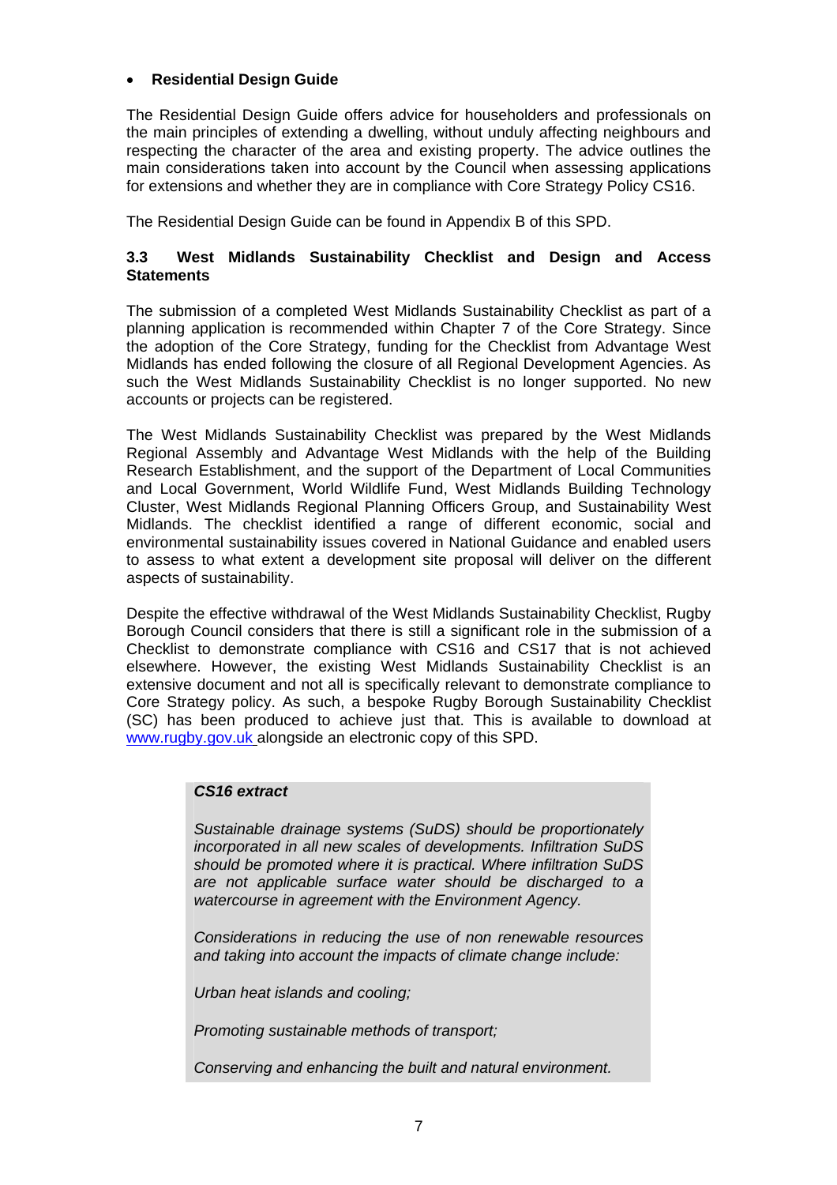- **Residential Design Guide**

The Residential Design Guide offers advice for householders and professionals on the main principles of extending a dwelling, without unduly affecting neighbours and respecting the character of the area and existing property. The advice outlines the main considerations taken into account by the Council when assessing applications for extensions and whether they are in compliance with Core Strategy Policy CS16.

The Residential Design Guide can be found in Appendix B of this SPD.

### 3.3 West Midlands Sustainability Checklist and Design and Access Statements

The submission of a completed West Midlands Sustainability Checklist as part of a planning application is recommended within Chapter 7 of the Core Strategy. Since the adoption of the Core Strategy, funding for the Checklist from Advantage West Midlands has ended following the closure of all Regional Development Agencies. As such the West Midlands Sustainability Checklist is no longer supported. No new accounts or projects can be registered.

The West Midlands Sustainability Checklist was prepared by the West Midlands Regional Assembly and Advantage West Midlands with the help of the Building Research Establishment, and the support of the Department of Local Communities and Local Government, World Wildlife Fund, West Midlands Building Technology Cluster, West Midlands Regional Planning Officers Group, and Sustainability West Midlands. The checklist identified a range of different economic, social and environmental sustainability issues covered in National Guidance and enabled users to assess to what extent a development site proposal will deliver on the different aspects of sustainability.

Despite the effective withdrawal of the West Midlands Sustainability Checklist, Rugby Borough Council considers that there is still a significant role in the submission of a Checklist to demonstrate compliance with CS16 and CS17 that is not achieved elsewhere. However, the existing West Midlands Sustainability Checklist is an extensive document and not all is specifically relevant to demonstrate compliance to Core Strategy policy. As such, a bespoke Rugby Borough Sustainability Checklist (SC) has been produced to achieve just that. This is available to download at www.rugby.gov.uk alongside an electronic copy of this SPD.

> ***CS16 extract***
>
> *Sustainable drainage systems (SuDS) should be proportionately incorporated in all new scales of developments. Infiltration SuDS should be promoted where it is practical. Where infiltration SuDS are not applicable surface water should be discharged to a watercourse in agreement with the Environment Agency.*
>
> *Considerations in reducing the use of non renewable resources and taking into account the impacts of climate change include:*
>
> *Urban heat islands and cooling;*
>
> *Promoting sustainable methods of transport;*
>
> *Conserving and enhancing the built and natural environment.*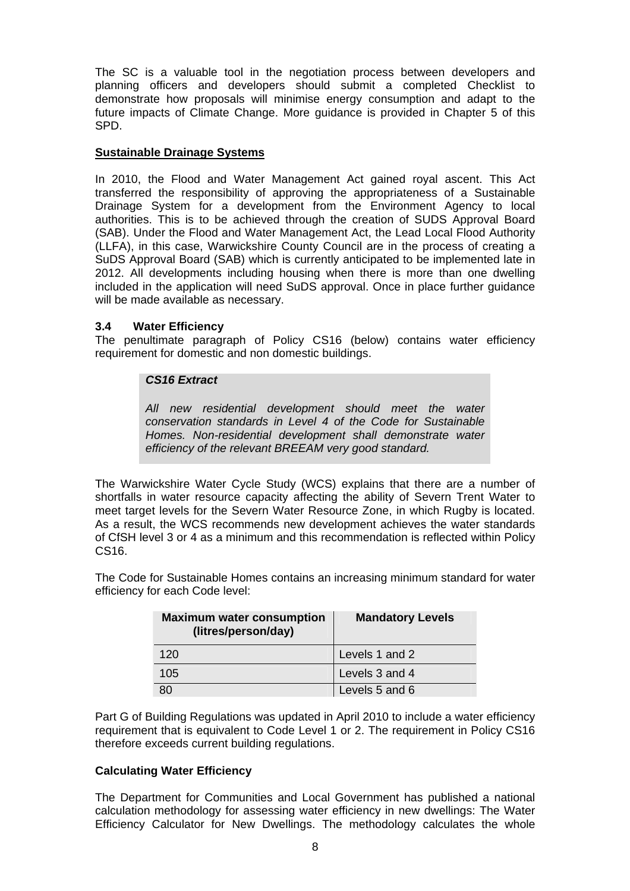The SC is a valuable tool in the negotiation process between developers and planning officers and developers should submit a completed Checklist to demonstrate how proposals will minimise energy consumption and adapt to the future impacts of Climate Change. More guidance is provided in Chapter 5 of this SPD.

**Sustainable Drainage Systems**

In 2010, the Flood and Water Management Act gained royal ascent. This Act transferred the responsibility of approving the appropriateness of a Sustainable Drainage System for a development from the Environment Agency to local authorities. This is to be achieved through the creation of SUDS Approval Board (SAB). Under the Flood and Water Management Act, the Lead Local Flood Authority (LLFA), in this case, Warwickshire County Council are in the process of creating a SuDS Approval Board (SAB) which is currently anticipated to be implemented late in 2012. All developments including housing when there is more than one dwelling included in the application will need SuDS approval. Once in place further guidance will be made available as necessary.

### 3.4 Water Efficiency

The penultimate paragraph of Policy CS16 (below) contains water efficiency requirement for domestic and non domestic buildings.

> ***CS16 Extract***
>
> *All new residential development should meet the water conservation standards in Level 4 of the Code for Sustainable Homes. Non-residential development shall demonstrate water efficiency of the relevant BREEAM very good standard.*

The Warwickshire Water Cycle Study (WCS) explains that there are a number of shortfalls in water resource capacity affecting the ability of Severn Trent Water to meet target levels for the Severn Water Resource Zone, in which Rugby is located. As a result, the WCS recommends new development achieves the water standards of CfSH level 3 or 4 as a minimum and this recommendation is reflected within Policy CS16.

The Code for Sustainable Homes contains an increasing minimum standard for water efficiency for each Code level:

| Maximum water consumption (litres/person/day) | Mandatory Levels |
|---|---|
| 120 | Levels 1 and 2 |
| 105 | Levels 3 and 4 |
| 80 | Levels 5 and 6 |

Part G of Building Regulations was updated in April 2010 to include a water efficiency requirement that is equivalent to Code Level 1 or 2. The requirement in Policy CS16 therefore exceeds current building regulations.

**Calculating Water Efficiency**

The Department for Communities and Local Government has published a national calculation methodology for assessing water efficiency in new dwellings: The Water Efficiency Calculator for New Dwellings. The methodology calculates the whole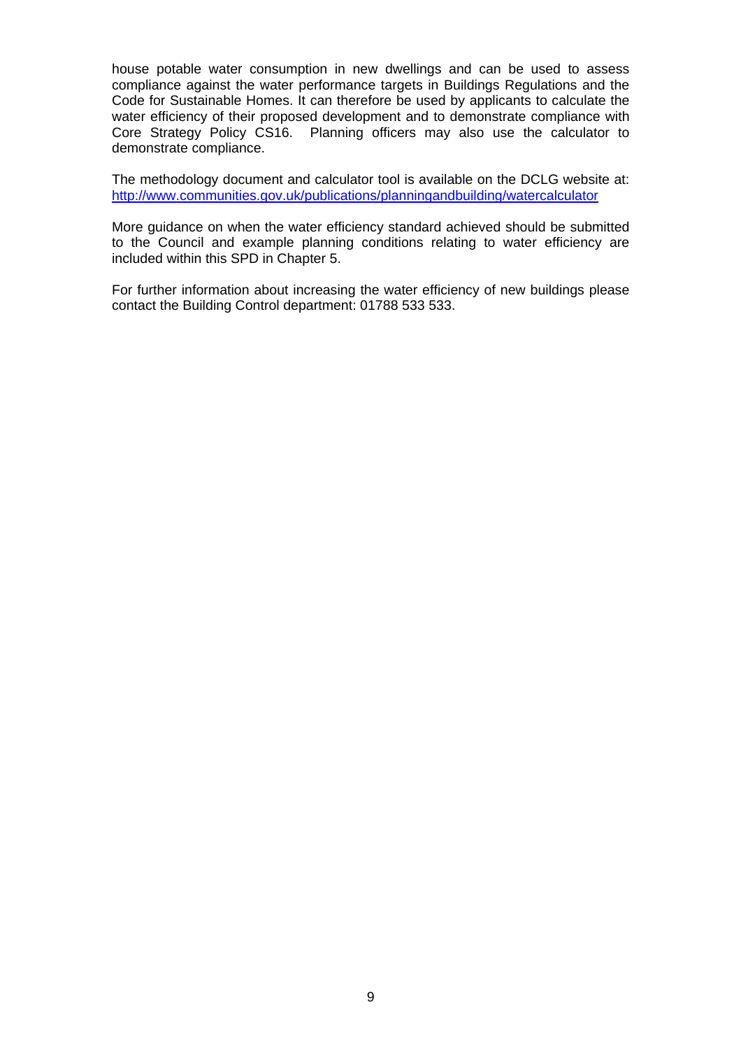house potable water consumption in new dwellings and can be used to assess compliance against the water performance targets in Buildings Regulations and the Code for Sustainable Homes. It can therefore be used by applicants to calculate the water efficiency of their proposed development and to demonstrate compliance with Core Strategy Policy CS16. Planning officers may also use the calculator to demonstrate compliance.

The methodology document and calculator tool is available on the DCLG website at: http://www.communities.gov.uk/publications/planningandbuilding/watercalculator

More guidance on when the water efficiency standard achieved should be submitted to the Council and example planning conditions relating to water efficiency are included within this SPD in Chapter 5.

For further information about increasing the water efficiency of new buildings please contact the Building Control department: 01788 533 533.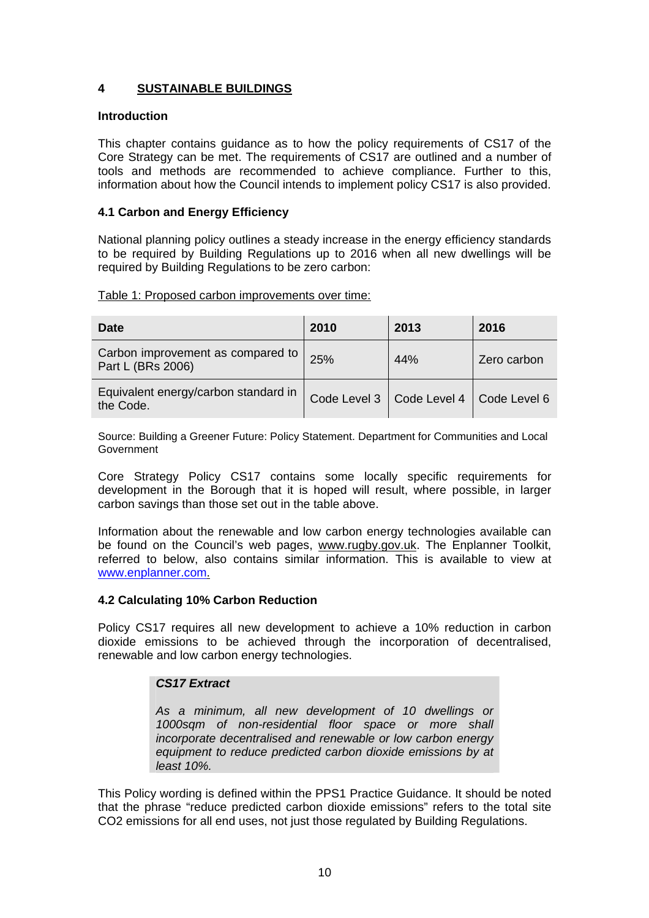## 4 SUSTAINABLE BUILDINGS

### Introduction

This chapter contains guidance as to how the policy requirements of CS17 of the Core Strategy can be met. The requirements of CS17 are outlined and a number of tools and methods are recommended to achieve compliance. Further to this, information about how the Council intends to implement policy CS17 is also provided.

### 4.1 Carbon and Energy Efficiency

National planning policy outlines a steady increase in the energy efficiency standards to be required by Building Regulations up to 2016 when all new dwellings will be required by Building Regulations to be zero carbon:

Table 1: Proposed carbon improvements over time:

| Date | 2010 | 2013 | 2016 |
|---|---|---|---|
| Carbon improvement as compared to Part L (BRs 2006) | 25% | 44% | Zero carbon |
| Equivalent energy/carbon standard in the Code. | Code Level 3 | Code Level 4 | Code Level 6 |

Source: Building a Greener Future: Policy Statement. Department for Communities and Local Government

Core Strategy Policy CS17 contains some locally specific requirements for development in the Borough that it is hoped will result, where possible, in larger carbon savings than those set out in the table above.

Information about the renewable and low carbon energy technologies available can be found on the Council's web pages, www.rugby.gov.uk. The Enplanner Toolkit, referred to below, also contains similar information. This is available to view at www.enplanner.com.

### 4.2 Calculating 10% Carbon Reduction

Policy CS17 requires all new development to achieve a 10% reduction in carbon dioxide emissions to be achieved through the incorporation of decentralised, renewable and low carbon energy technologies.

> ***CS17 Extract***
>
> *As a minimum, all new development of 10 dwellings or 1000sqm of non-residential floor space or more shall incorporate decentralised and renewable or low carbon energy equipment to reduce predicted carbon dioxide emissions by at least 10%.*

This Policy wording is defined within the PPS1 Practice Guidance. It should be noted that the phrase "reduce predicted carbon dioxide emissions" refers to the total site $CO_2$ emissions for all end uses, not just those regulated by Building Regulations.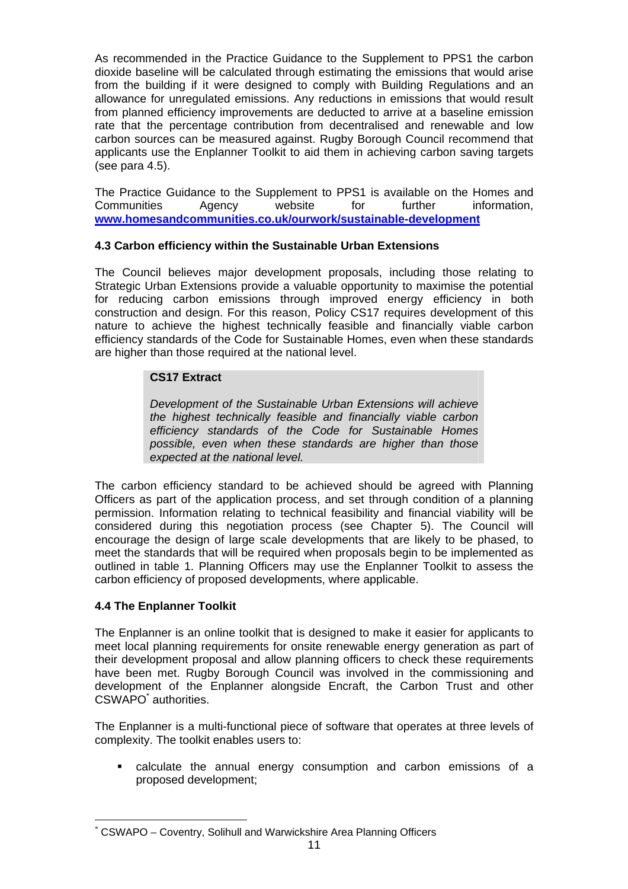As recommended in the Practice Guidance to the Supplement to PPS1 the carbon dioxide baseline will be calculated through estimating the emissions that would arise from the building if it were designed to comply with Building Regulations and an allowance for unregulated emissions. Any reductions in emissions that would result from planned efficiency improvements are deducted to arrive at a baseline emission rate that the percentage contribution from decentralised and renewable and low carbon sources can be measured against. Rugby Borough Council recommend that applicants use the Enplanner Toolkit to aid them in achieving carbon saving targets (see para 4.5).

The Practice Guidance to the Supplement to PPS1 is available on the Homes and Communities Agency website for further information, **www.homesandcommunities.co.uk/ourwork/sustainable-development**

### 4.3 Carbon efficiency within the Sustainable Urban Extensions

The Council believes major development proposals, including those relating to Strategic Urban Extensions provide a valuable opportunity to maximise the potential for reducing carbon emissions through improved energy efficiency in both construction and design. For this reason, Policy CS17 requires development of this nature to achieve the highest technically feasible and financially viable carbon efficiency standards of the Code for Sustainable Homes, even when these standards are higher than those required at the national level.

> **CS17 Extract**
>
> *Development of the Sustainable Urban Extensions will achieve the highest technically feasible and financially viable carbon efficiency standards of the Code for Sustainable Homes possible, even when these standards are higher than those expected at the national level.*

The carbon efficiency standard to be achieved should be agreed with Planning Officers as part of the application process, and set through condition of a planning permission. Information relating to technical feasibility and financial viability will be considered during this negotiation process (see Chapter 5). The Council will encourage the design of large scale developments that are likely to be phased, to meet the standards that will be required when proposals begin to be implemented as outlined in table 1. Planning Officers may use the Enplanner Toolkit to assess the carbon efficiency of proposed developments, where applicable.

### 4.4 The Enplanner Toolkit

The Enplanner is an online toolkit that is designed to make it easier for applicants to meet local planning requirements for onsite renewable energy generation as part of their development proposal and allow planning officers to check these requirements have been met. Rugby Borough Council was involved in the commissioning and development of the Enplanner alongside Encraft, the Carbon Trust and other CSWAPO[*] authorities.

The Enplanner is a multi-functional piece of software that operates at three levels of complexity. The toolkit enables users to:

- calculate the annual energy consumption and carbon emissions of a proposed development;

[*] CSWAPO – Coventry, Solihull and Warwickshire Area Planning Officers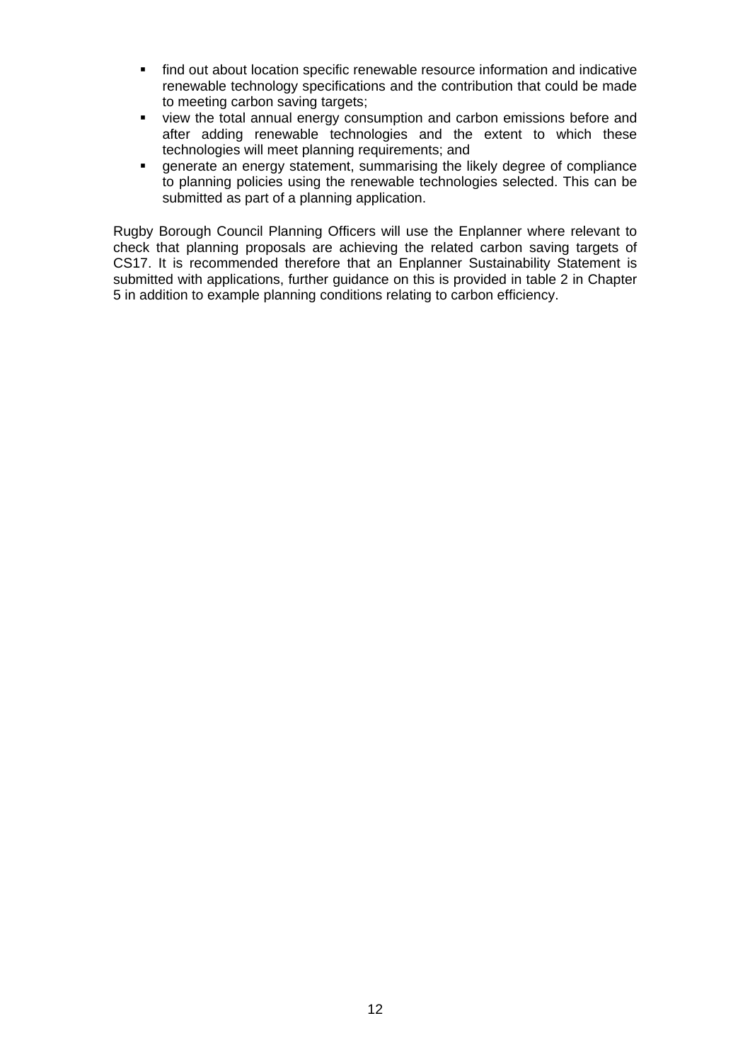- find out about location specific renewable resource information and indicative renewable technology specifications and the contribution that could be made to meeting carbon saving targets;
- view the total annual energy consumption and carbon emissions before and after adding renewable technologies and the extent to which these technologies will meet planning requirements; and
- generate an energy statement, summarising the likely degree of compliance to planning policies using the renewable technologies selected. This can be submitted as part of a planning application.

Rugby Borough Council Planning Officers will use the Enplanner where relevant to check that planning proposals are achieving the related carbon saving targets of CS17. It is recommended therefore that an Enplanner Sustainability Statement is submitted with applications, further guidance on this is provided in table 2 in Chapter 5 in addition to example planning conditions relating to carbon efficiency.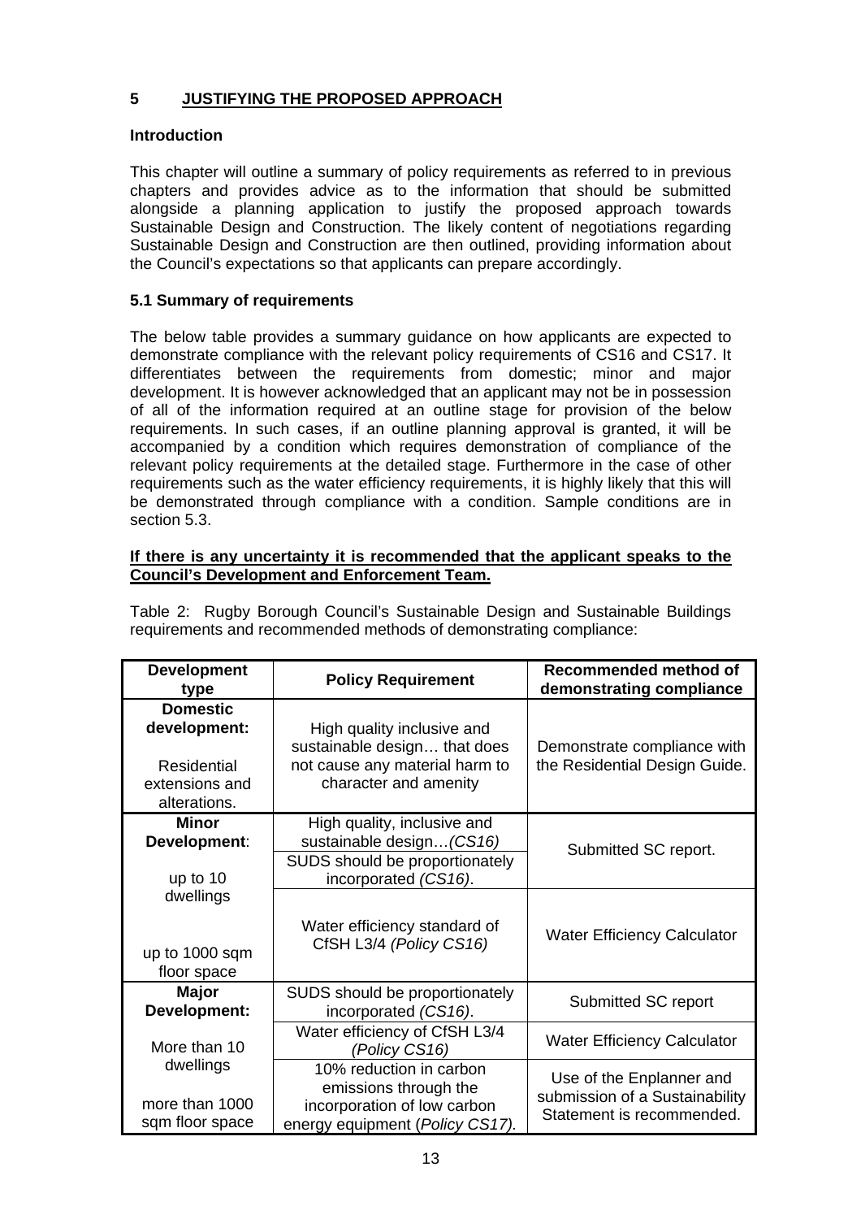## 5 JUSTIFYING THE PROPOSED APPROACH

### Introduction

This chapter will outline a summary of policy requirements as referred to in previous chapters and provides advice as to the information that should be submitted alongside a planning application to justify the proposed approach towards Sustainable Design and Construction. The likely content of negotiations regarding Sustainable Design and Construction are then outlined, providing information about the Council's expectations so that applicants can prepare accordingly.

### 5.1 Summary of requirements

The below table provides a summary guidance on how applicants are expected to demonstrate compliance with the relevant policy requirements of CS16 and CS17. It differentiates between the requirements from domestic; minor and major development. It is however acknowledged that an applicant may not be in possession of all of the information required at an outline stage for provision of the below requirements. In such cases, if an outline planning approval is granted, it will be accompanied by a condition which requires demonstration of compliance of the relevant policy requirements at the detailed stage. Furthermore in the case of other requirements such as the water efficiency requirements, it is highly likely that this will be demonstrated through compliance with a condition. Sample conditions are in section 5.3.

**If there is any uncertainty it is recommended that the applicant speaks to the Council's Development and Enforcement Team.**

Table 2: Rugby Borough Council's Sustainable Design and Sustainable Buildings requirements and recommended methods of demonstrating compliance:

| Development type | Policy Requirement | Recommended method of demonstrating compliance |
|---|---|---|
| **Domestic development:** Residential extensions and alterations. | High quality inclusive and sustainable design… that does not cause any material harm to character and amenity | Demonstrate compliance with the Residential Design Guide. |
| **Minor Development**: up to 10 dwellings up to 1000 sqm floor space | High quality, inclusive and sustainable design…*(CS16)* | Submitted SC report. |
| | SUDS should be proportionately incorporated *(CS16)*. | |
| | Water efficiency standard of CfSH L3/4 *(Policy CS16)* | Water Efficiency Calculator |
| **Major Development:** More than 10 dwellings more than 1000 sqm floor space | SUDS should be proportionately incorporated *(CS16)*. | Submitted SC report |
| | Water efficiency of CfSH L3/4 *(Policy CS16)* | Water Efficiency Calculator |
| | 10% reduction in carbon emissions through the incorporation of low carbon energy equipment (*Policy CS17).* | Use of the Enplanner and submission of a Sustainability Statement is recommended. |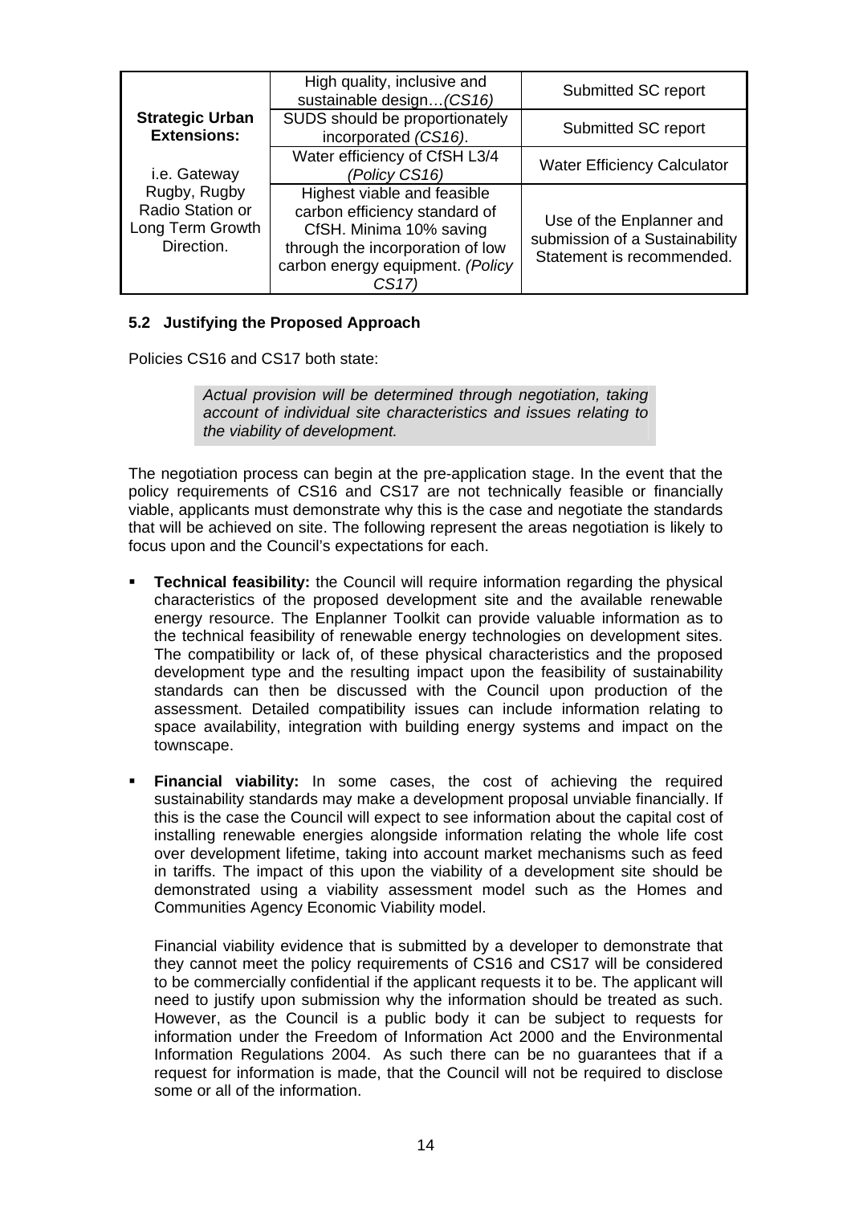| | | |
|---|---|---|
| **Strategic Urban Extensions:** i.e. Gateway Rugby, Rugby Radio Station or Long Term Growth Direction. | High quality, inclusive and sustainable design…*(CS16)* | Submitted SC report |
| | SUDS should be proportionately incorporated *(CS16)*. | Submitted SC report |
| | Water efficiency of CfSH L3/4 *(Policy CS16)* | Water Efficiency Calculator |
| | Highest viable and feasible carbon efficiency standard of CfSH. Minima 10% saving through the incorporation of low carbon energy equipment. *(Policy CS17)* | Use of the Enplanner and submission of a Sustainability Statement is recommended. |

### 5.2 Justifying the Proposed Approach

Policies CS16 and CS17 both state:

> *Actual provision will be determined through negotiation, taking account of individual site characteristics and issues relating to the viability of development.*

The negotiation process can begin at the pre-application stage. In the event that the policy requirements of CS16 and CS17 are not technically feasible or financially viable, applicants must demonstrate why this is the case and negotiate the standards that will be achieved on site. The following represent the areas negotiation is likely to focus upon and the Council's expectations for each.

- **Technical feasibility:** the Council will require information regarding the physical characteristics of the proposed development site and the available renewable energy resource. The Enplanner Toolkit can provide valuable information as to the technical feasibility of renewable energy technologies on development sites. The compatibility or lack of, of these physical characteristics and the proposed development type and the resulting impact upon the feasibility of sustainability standards can then be discussed with the Council upon production of the assessment. Detailed compatibility issues can include information relating to space availability, integration with building energy systems and impact on the townscape.

- **Financial viability:** In some cases, the cost of achieving the required sustainability standards may make a development proposal unviable financially. If this is the case the Council will expect to see information about the capital cost of installing renewable energies alongside information relating the whole life cost over development lifetime, taking into account market mechanisms such as feed in tariffs. The impact of this upon the viability of a development site should be demonstrated using a viability assessment model such as the Homes and Communities Agency Economic Viability model.

  Financial viability evidence that is submitted by a developer to demonstrate that they cannot meet the policy requirements of CS16 and CS17 will be considered to be commercially confidential if the applicant requests it to be. The applicant will need to justify upon submission why the information should be treated as such. However, as the Council is a public body it can be subject to requests for information under the Freedom of Information Act 2000 and the Environmental Information Regulations 2004. As such there can be no guarantees that if a request for information is made, that the Council will not be required to disclose some or all of the information.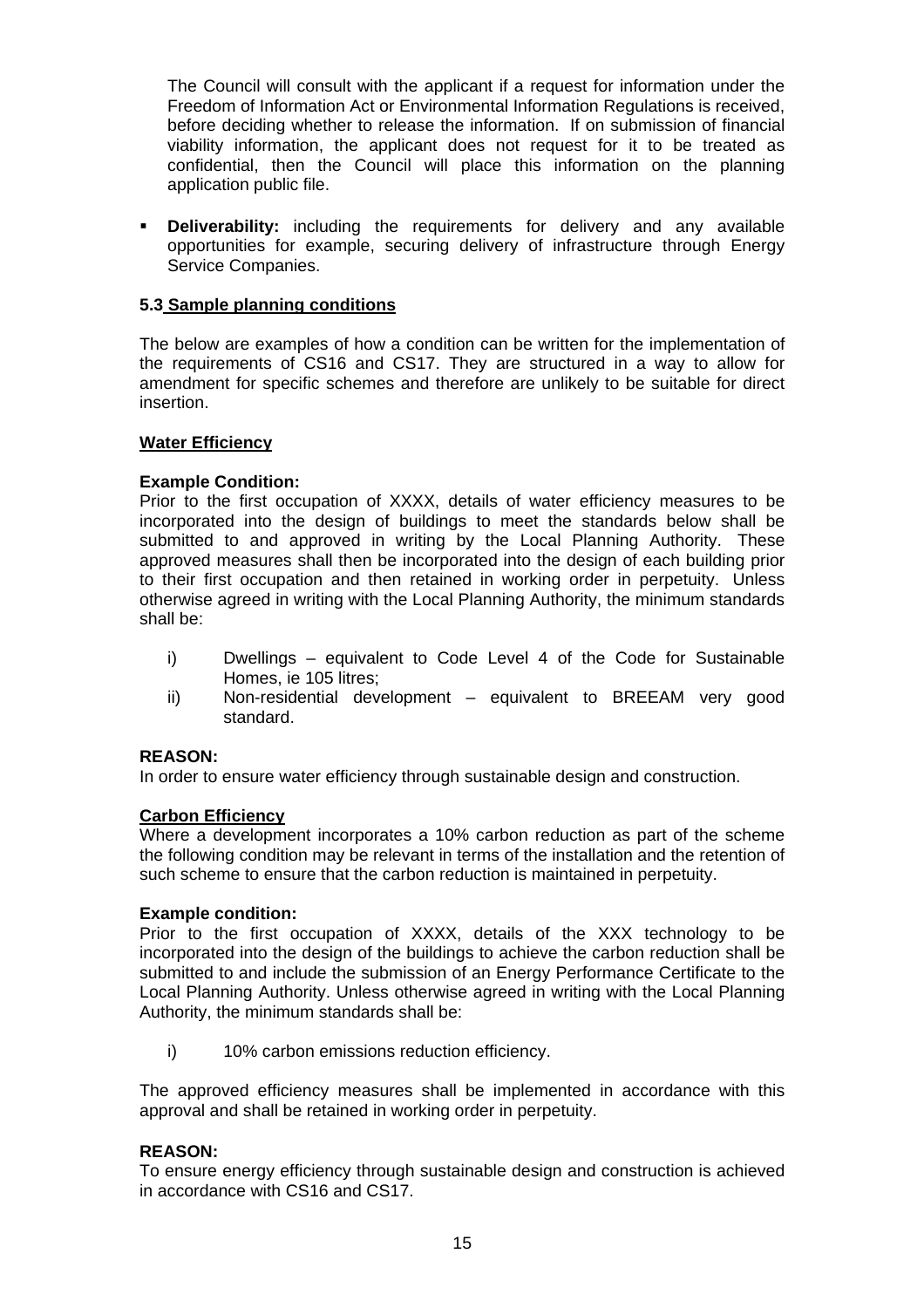The Council will consult with the applicant if a request for information under the Freedom of Information Act or Environmental Information Regulations is received, before deciding whether to release the information. If on submission of financial viability information, the applicant does not request for it to be treated as confidential, then the Council will place this information on the planning application public file.

- **Deliverability:** including the requirements for delivery and any available opportunities for example, securing delivery of infrastructure through Energy Service Companies.

### 5.3 Sample planning conditions

The below are examples of how a condition can be written for the implementation of the requirements of CS16 and CS17. They are structured in a way to allow for amendment for specific schemes and therefore are unlikely to be suitable for direct insertion.

**Water Efficiency**

**Example Condition:**
Prior to the first occupation of XXXX, details of water efficiency measures to be incorporated into the design of buildings to meet the standards below shall be submitted to and approved in writing by the Local Planning Authority. These approved measures shall then be incorporated into the design of each building prior to their first occupation and then retained in working order in perpetuity. Unless otherwise agreed in writing with the Local Planning Authority, the minimum standards shall be:

i) Dwellings – equivalent to Code Level 4 of the Code for Sustainable Homes, ie 105 litres;
ii) Non-residential development – equivalent to BREEAM very good standard.

**REASON:**
In order to ensure water efficiency through sustainable design and construction.

**Carbon Efficiency**
Where a development incorporates a 10% carbon reduction as part of the scheme the following condition may be relevant in terms of the installation and the retention of such scheme to ensure that the carbon reduction is maintained in perpetuity.

**Example condition:**
Prior to the first occupation of XXXX, details of the XXX technology to be incorporated into the design of the buildings to achieve the carbon reduction shall be submitted to and include the submission of an Energy Performance Certificate to the Local Planning Authority. Unless otherwise agreed in writing with the Local Planning Authority, the minimum standards shall be:

i) 10% carbon emissions reduction efficiency.

The approved efficiency measures shall be implemented in accordance with this approval and shall be retained in working order in perpetuity.

**REASON:**
To ensure energy efficiency through sustainable design and construction is achieved in accordance with CS16 and CS17.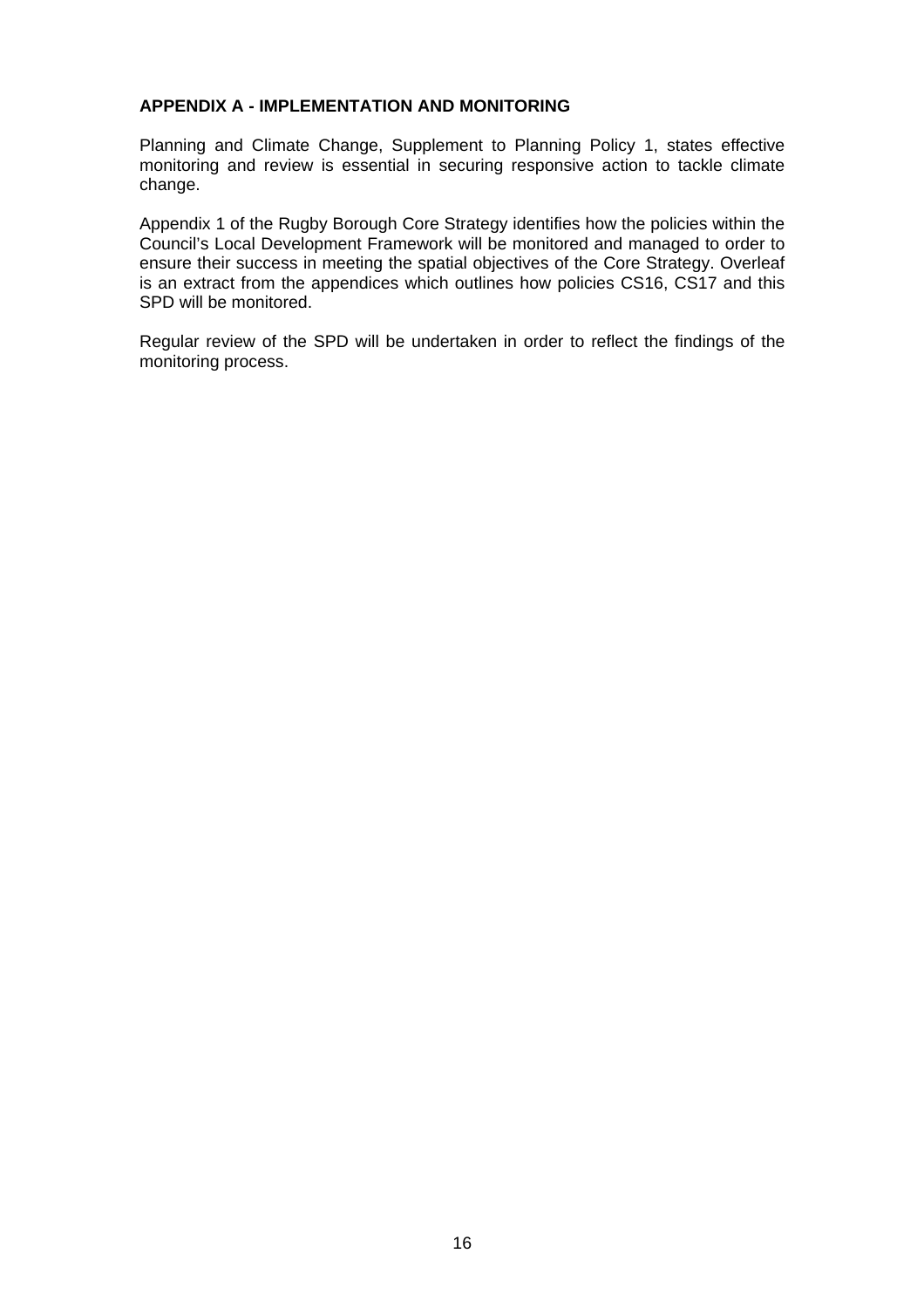**APPENDIX A - IMPLEMENTATION AND MONITORING**

Planning and Climate Change, Supplement to Planning Policy 1, states effective monitoring and review is essential in securing responsive action to tackle climate change.

Appendix 1 of the Rugby Borough Core Strategy identifies how the policies within the Council's Local Development Framework will be monitored and managed to order to ensure their success in meeting the spatial objectives of the Core Strategy. Overleaf is an extract from the appendices which outlines how policies CS16, CS17 and this SPD will be monitored.

Regular review of the SPD will be undertaken in order to reflect the findings of the monitoring process.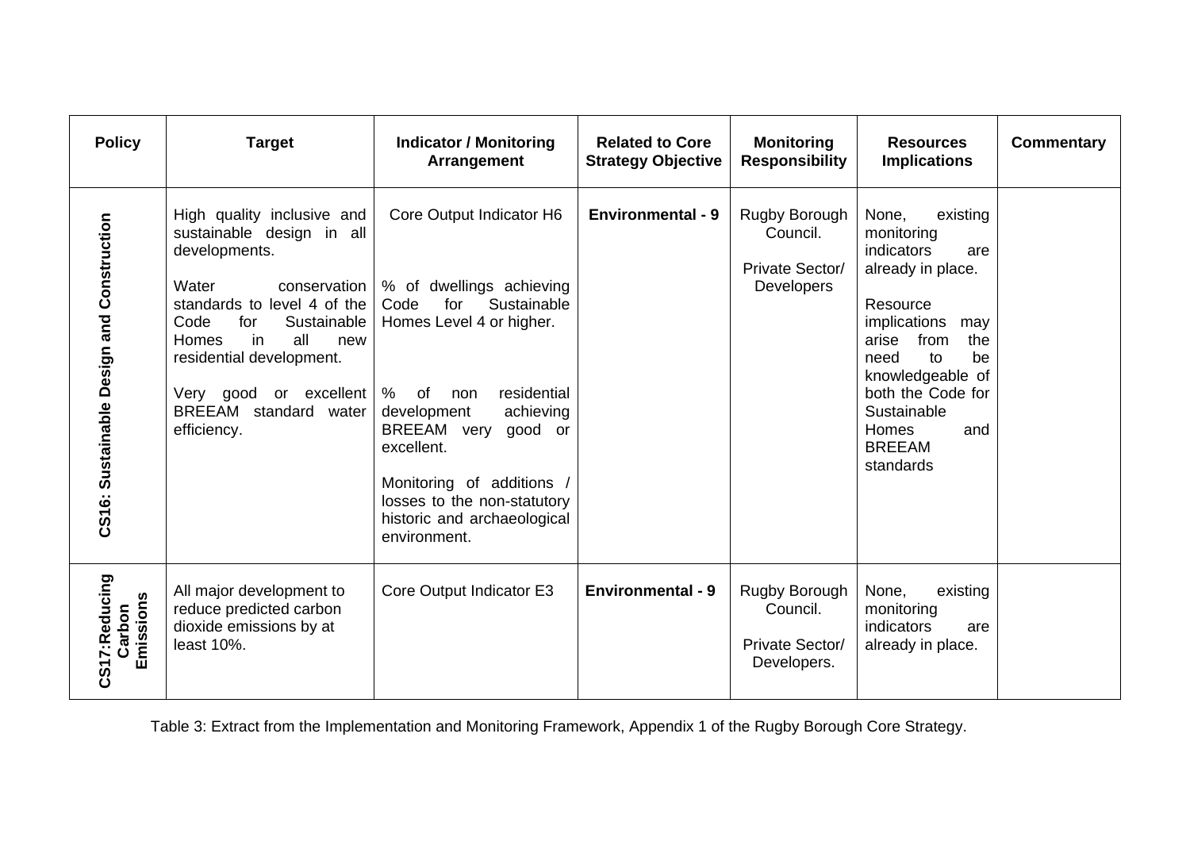| Policy | Target | Indicator / Monitoring Arrangement | Related to Core Strategy Objective | Monitoring Responsibility | Resources Implications | Commentary |
|---|---|---|---|---|---|---|
| **CS16: Sustainable Design and Construction** | High quality inclusive and sustainable design in all developments.<br><br>Water conservation standards to level 4 of the Code for Sustainable Homes in all new residential development.<br><br>Very good or excellent BREEAM standard water efficiency. | Core Output Indicator H6<br><br>% of dwellings achieving Code for Sustainable Homes Level 4 or higher.<br><br>% of non residential development achieving BREEAM very good or excellent.<br><br>Monitoring of additions / losses to the non-statutory historic and archaeological environment. | **Environmental - 9** | Rugby Borough Council.<br><br>Private Sector/ Developers | None, existing monitoring indicators are already in place.<br><br>Resource implications may arise from the need to be knowledgeable of both the Code for Sustainable Homes and BREEAM standards | |
| **CS17:Reducing Carbon Emissions** | All major development to reduce predicted carbon dioxide emissions by at least 10%. | Core Output Indicator E3 | **Environmental - 9** | Rugby Borough Council.<br><br>Private Sector/ Developers. | None, existing monitoring indicators are already in place. | |

Table 3: Extract from the Implementation and Monitoring Framework, Appendix 1 of the Rugby Borough Core Strategy.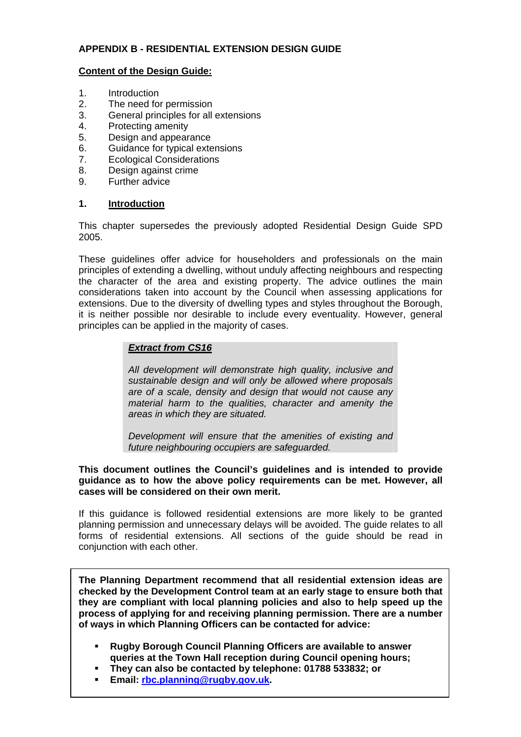## APPENDIX B - RESIDENTIAL EXTENSION DESIGN GUIDE

**Content of the Design Guide:**

1. Introduction
2. The need for permission
3. General principles for all extensions
4. Protecting amenity
5. Design and appearance
6. Guidance for typical extensions
7. Ecological Considerations
8. Design against crime
9. Further advice

### 1. Introduction

This chapter supersedes the previously adopted Residential Design Guide SPD 2005.

These guidelines offer advice for householders and professionals on the main principles of extending a dwelling, without unduly affecting neighbours and respecting the character of the area and existing property. The advice outlines the main considerations taken into account by the Council when assessing applications for extensions. Due to the diversity of dwelling types and styles throughout the Borough, it is neither possible nor desirable to include every eventuality. However, general principles can be applied in the majority of cases.

> ***Extract from CS16***
>
> *All development will demonstrate high quality, inclusive and sustainable design and will only be allowed where proposals are of a scale, density and design that would not cause any material harm to the qualities, character and amenity the areas in which they are situated.*
>
> *Development will ensure that the amenities of existing and future neighbouring occupiers are safeguarded.*

**This document outlines the Council's guidelines and is intended to provide guidance as to how the above policy requirements can be met. However, all cases will be considered on their own merit.**

If this guidance is followed residential extensions are more likely to be granted planning permission and unnecessary delays will be avoided. The guide relates to all forms of residential extensions. All sections of the guide should be read in conjunction with each other.

**The Planning Department recommend that all residential extension ideas are checked by the Development Control team at an early stage to ensure both that they are compliant with local planning policies and also to help speed up the process of applying for and receiving planning permission. There are a number of ways in which Planning Officers can be contacted for advice:**

- **Rugby Borough Council Planning Officers are available to answer queries at the Town Hall reception during Council opening hours;**
- **They can also be contacted by telephone: 01788 533832; or**
- **Email: rbc.planning@rugby.gov.uk.**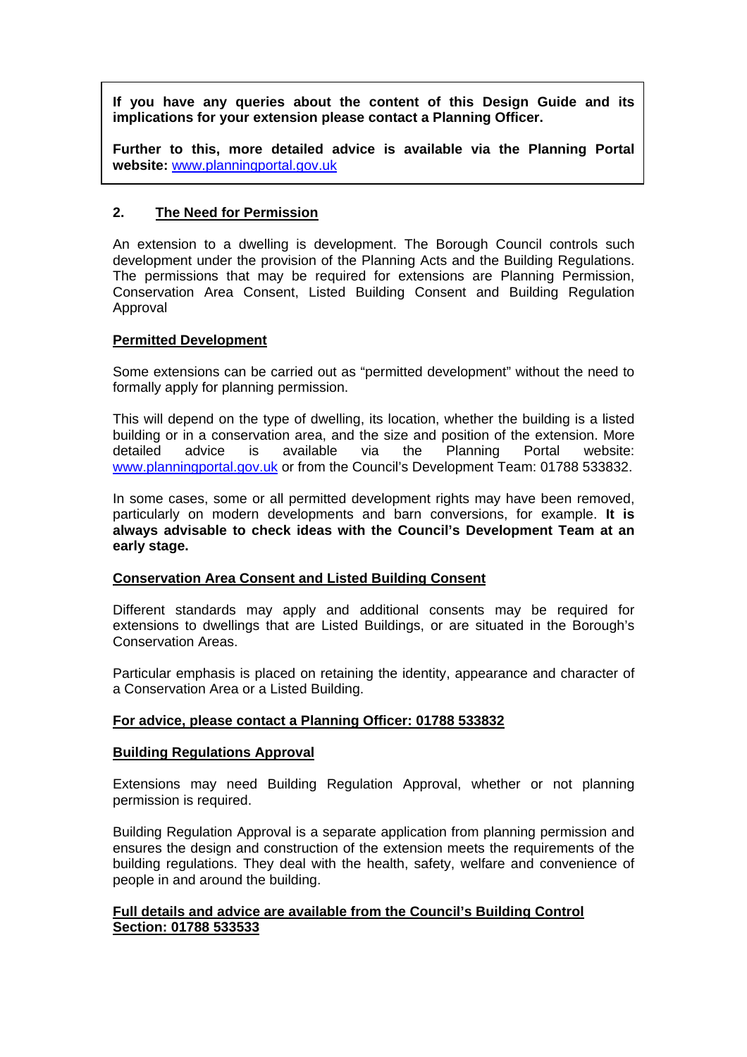**If you have any queries about the content of this Design Guide and its implications for your extension please contact a Planning Officer.**

**Further to this, more detailed advice is available via the Planning Portal website:** www.planningportal.gov.uk

## 2. The Need for Permission

An extension to a dwelling is development. The Borough Council controls such development under the provision of the Planning Acts and the Building Regulations. The permissions that may be required for extensions are Planning Permission, Conservation Area Consent, Listed Building Consent and Building Regulation Approval

### Permitted Development

Some extensions can be carried out as "permitted development" without the need to formally apply for planning permission.

This will depend on the type of dwelling, its location, whether the building is a listed building or in a conservation area, and the size and position of the extension. More detailed advice is available via the Planning Portal website: www.planningportal.gov.uk or from the Council's Development Team: 01788 533832.

In some cases, some or all permitted development rights may have been removed, particularly on modern developments and barn conversions, for example. **It is always advisable to check ideas with the Council's Development Team at an early stage.**

### Conservation Area Consent and Listed Building Consent

Different standards may apply and additional consents may be required for extensions to dwellings that are Listed Buildings, or are situated in the Borough's Conservation Areas.

Particular emphasis is placed on retaining the identity, appearance and character of a Conservation Area or a Listed Building.

**For advice, please contact a Planning Officer: 01788 533832**

### Building Regulations Approval

Extensions may need Building Regulation Approval, whether or not planning permission is required.

Building Regulation Approval is a separate application from planning permission and ensures the design and construction of the extension meets the requirements of the building regulations. They deal with the health, safety, welfare and convenience of people in and around the building.

**Full details and advice are available from the Council's Building Control Section: 01788 533533**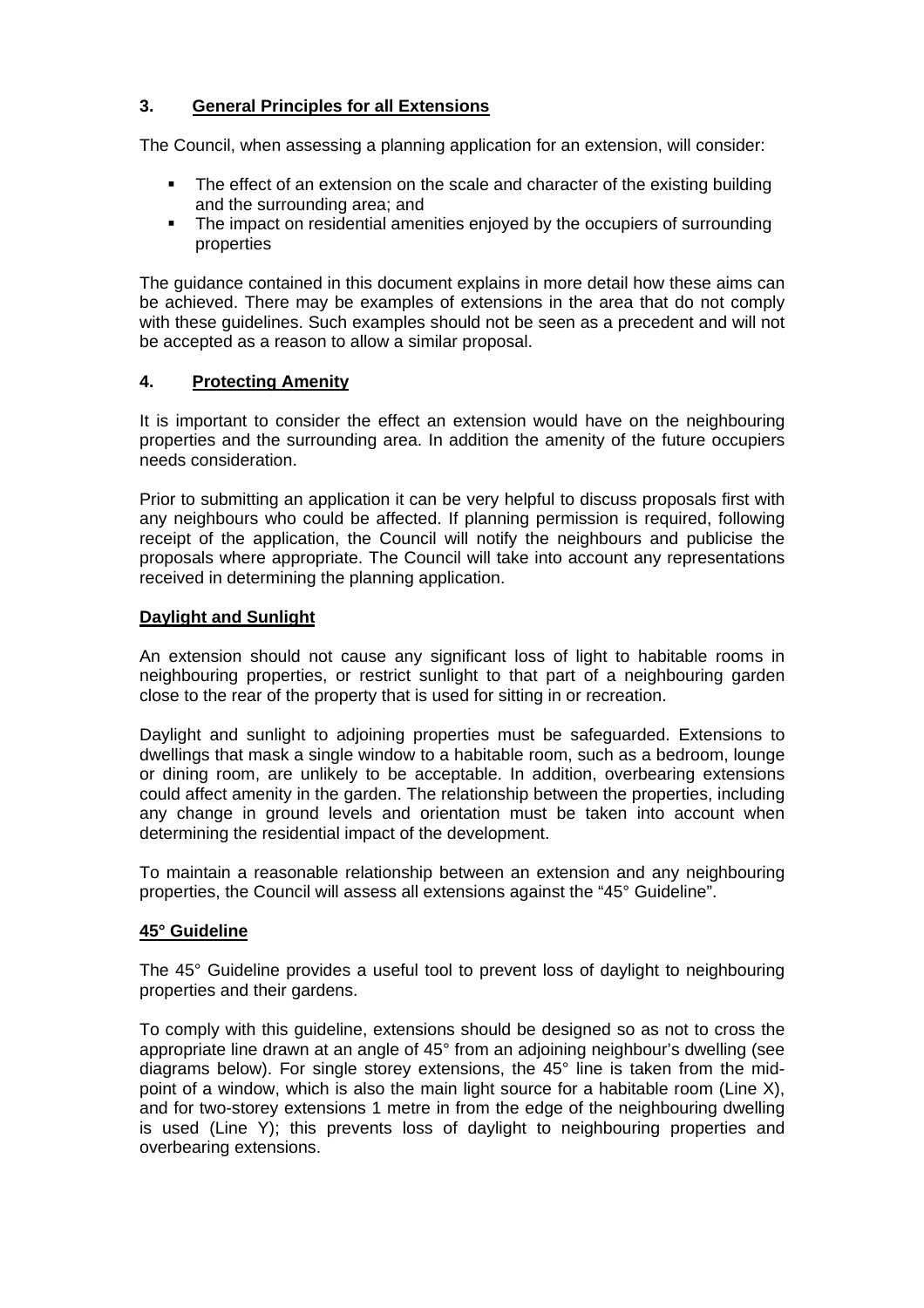## 3. General Principles for all Extensions

The Council, when assessing a planning application for an extension, will consider:

- The effect of an extension on the scale and character of the existing building and the surrounding area; and
- The impact on residential amenities enjoyed by the occupiers of surrounding properties

The guidance contained in this document explains in more detail how these aims can be achieved. There may be examples of extensions in the area that do not comply with these guidelines. Such examples should not be seen as a precedent and will not be accepted as a reason to allow a similar proposal.

## 4. Protecting Amenity

It is important to consider the effect an extension would have on the neighbouring properties and the surrounding area. In addition the amenity of the future occupiers needs consideration.

Prior to submitting an application it can be very helpful to discuss proposals first with any neighbours who could be affected. If planning permission is required, following receipt of the application, the Council will notify the neighbours and publicise the proposals where appropriate. The Council will take into account any representations received in determining the planning application.

### Daylight and Sunlight

An extension should not cause any significant loss of light to habitable rooms in neighbouring properties, or restrict sunlight to that part of a neighbouring garden close to the rear of the property that is used for sitting in or recreation.

Daylight and sunlight to adjoining properties must be safeguarded. Extensions to dwellings that mask a single window to a habitable room, such as a bedroom, lounge or dining room, are unlikely to be acceptable. In addition, overbearing extensions could affect amenity in the garden. The relationship between the properties, including any change in ground levels and orientation must be taken into account when determining the residential impact of the development.

To maintain a reasonable relationship between an extension and any neighbouring properties, the Council will assess all extensions against the "45° Guideline".

### 45° Guideline

The 45° Guideline provides a useful tool to prevent loss of daylight to neighbouring properties and their gardens.

To comply with this guideline, extensions should be designed so as not to cross the appropriate line drawn at an angle of 45° from an adjoining neighbour's dwelling (see diagrams below). For single storey extensions, the 45° line is taken from the mid-point of a window, which is also the main light source for a habitable room (Line X), and for two-storey extensions 1 metre in from the edge of the neighbouring dwelling is used (Line Y); this prevents loss of daylight to neighbouring properties and overbearing extensions.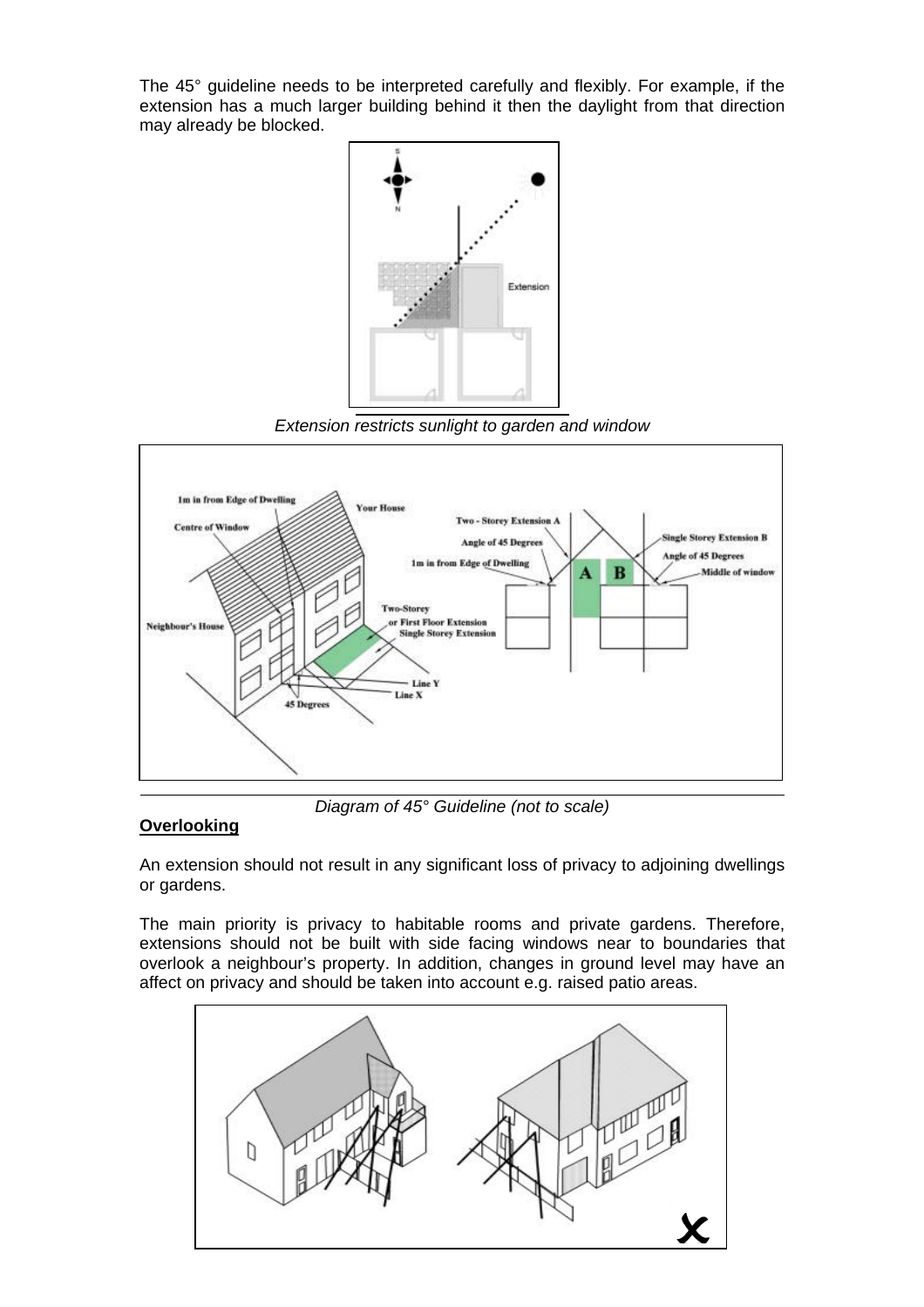The 45° guideline needs to be interpreted carefully and flexibly. For example, if the extension has a much larger building behind it then the daylight from that direction may already be blocked.

*Extension restricts sunlight to garden and window*

*Diagram of 45° Guideline (not to scale)*

**Overlooking**

An extension should not result in any significant loss of privacy to adjoining dwellings or gardens.

The main priority is privacy to habitable rooms and private gardens. Therefore, extensions should not be built with side facing windows near to boundaries that overlook a neighbour's property. In addition, changes in ground level may have an affect on privacy and should be taken into account e.g. raised patio areas.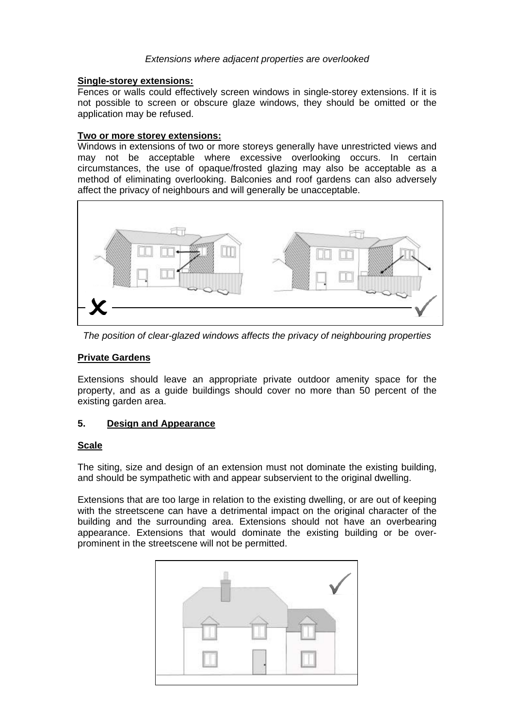*Extensions where adjacent properties are overlooked*

**Single-storey extensions:**
Fences or walls could effectively screen windows in single-storey extensions. If it is not possible to screen or obscure glaze windows, they should be omitted or the application may be refused.

**Two or more storey extensions:**
Windows in extensions of two or more storeys generally have unrestricted views and may not be acceptable where excessive overlooking occurs. In certain circumstances, the use of opaque/frosted glazing may also be acceptable as a method of eliminating overlooking. Balconies and roof gardens can also adversely affect the privacy of neighbours and will generally be unacceptable.

*The position of clear-glazed windows affects the privacy of neighbouring properties*

**Private Gardens**

Extensions should leave an appropriate private outdoor amenity space for the property, and as a guide buildings should cover no more than 50 percent of the existing garden area.

## 5. Design and Appearance

**Scale**

The siting, size and design of an extension must not dominate the existing building, and should be sympathetic with and appear subservient to the original dwelling.

Extensions that are too large in relation to the existing dwelling, or are out of keeping with the streetscene can have a detrimental impact on the original character of the building and the surrounding area. Extensions should not have an overbearing appearance. Extensions that would dominate the existing building or be over-prominent in the streetscene will not be permitted.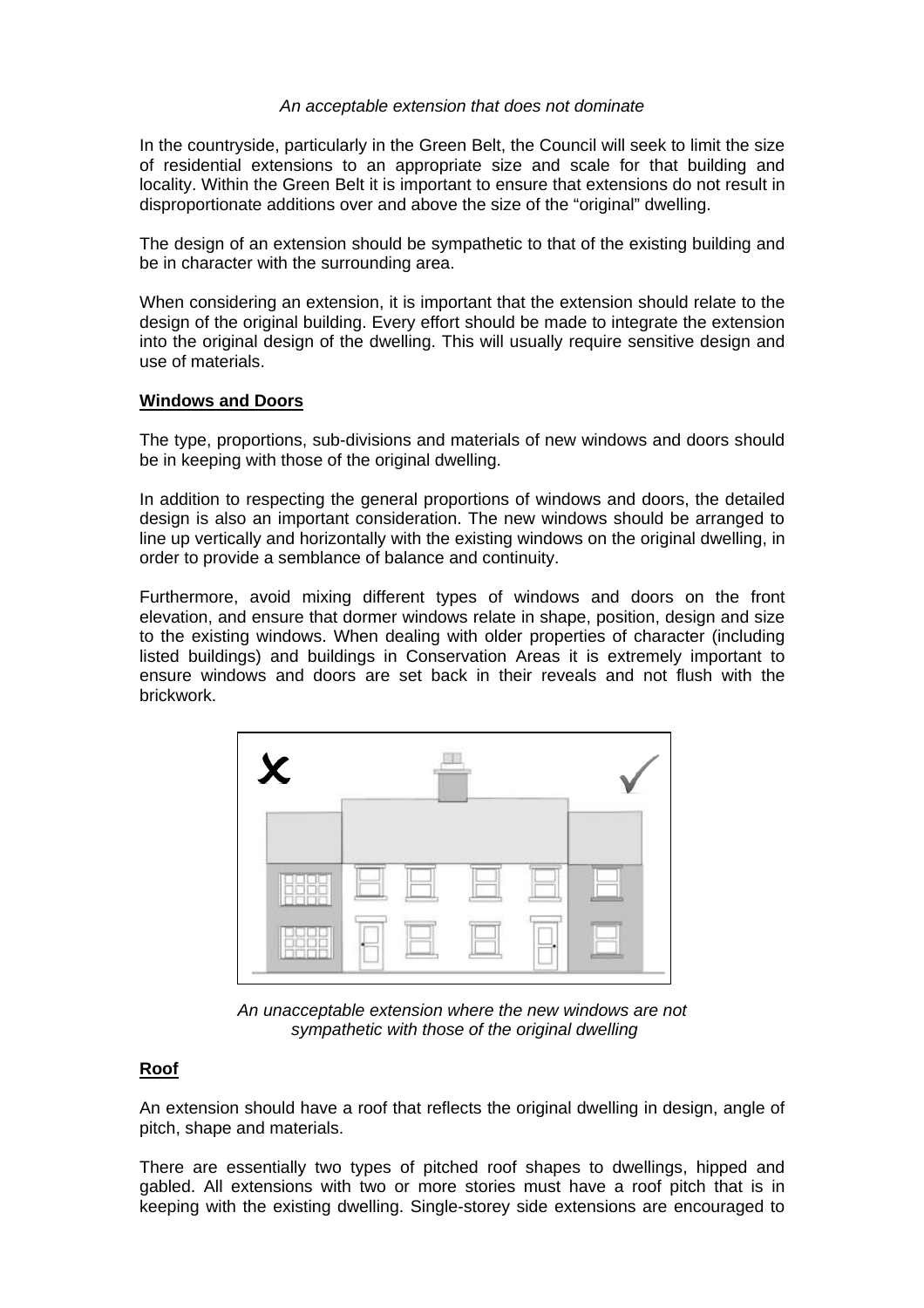*An acceptable extension that does not dominate*

In the countryside, particularly in the Green Belt, the Council will seek to limit the size of residential extensions to an appropriate size and scale for that building and locality. Within the Green Belt it is important to ensure that extensions do not result in disproportionate additions over and above the size of the "original" dwelling.

The design of an extension should be sympathetic to that of the existing building and be in character with the surrounding area.

When considering an extension, it is important that the extension should relate to the design of the original building. Every effort should be made to integrate the extension into the original design of the dwelling. This will usually require sensitive design and use of materials.

**<u>Windows and Doors</u>**

The type, proportions, sub-divisions and materials of new windows and doors should be in keeping with those of the original dwelling.

In addition to respecting the general proportions of windows and doors, the detailed design is also an important consideration. The new windows should be arranged to line up vertically and horizontally with the existing windows on the original dwelling, in order to provide a semblance of balance and continuity.

Furthermore, avoid mixing different types of windows and doors on the front elevation, and ensure that dormer windows relate in shape, position, design and size to the existing windows. When dealing with older properties of character (including listed buildings) and buildings in Conservation Areas it is extremely important to ensure windows and doors are set back in their reveals and not flush with the brickwork.

*An unacceptable extension where the new windows are not sympathetic with those of the original dwelling*

**<u>Roof</u>**

An extension should have a roof that reflects the original dwelling in design, angle of pitch, shape and materials.

There are essentially two types of pitched roof shapes to dwellings, hipped and gabled. All extensions with two or more stories must have a roof pitch that is in keeping with the existing dwelling. Single-storey side extensions are encouraged to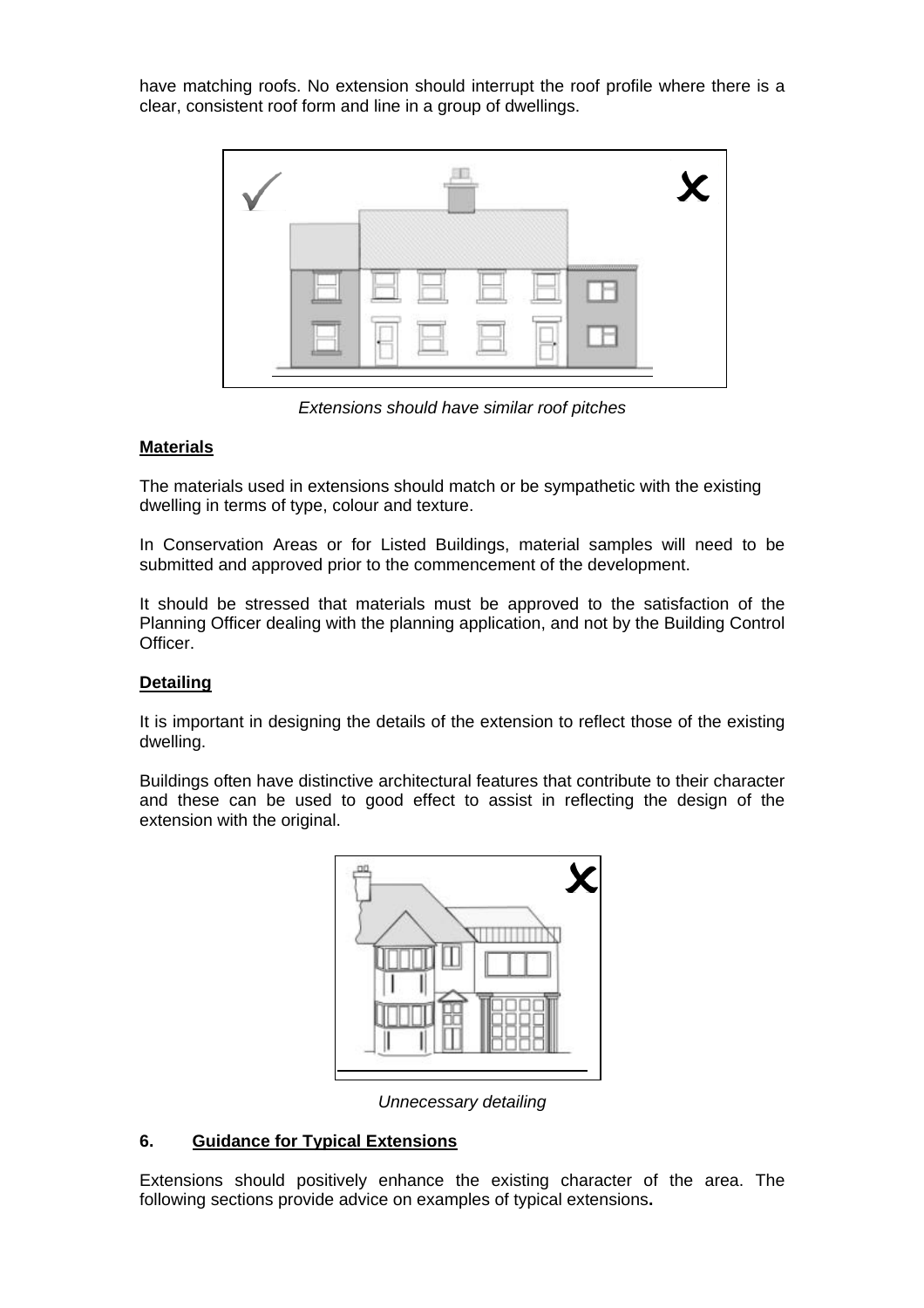have matching roofs. No extension should interrupt the roof profile where there is a clear, consistent roof form and line in a group of dwellings.

*Extensions should have similar roof pitches*

**Materials**

The materials used in extensions should match or be sympathetic with the existing dwelling in terms of type, colour and texture.

In Conservation Areas or for Listed Buildings, material samples will need to be submitted and approved prior to the commencement of the development.

It should be stressed that materials must be approved to the satisfaction of the Planning Officer dealing with the planning application, and not by the Building Control Officer.

**Detailing**

It is important in designing the details of the extension to reflect those of the existing dwelling.

Buildings often have distinctive architectural features that contribute to their character and these can be used to good effect to assist in reflecting the design of the extension with the original.

*Unnecessary detailing*

## 6. Guidance for Typical Extensions

Extensions should positively enhance the existing character of the area. The following sections provide advice on examples of typical extensions**.**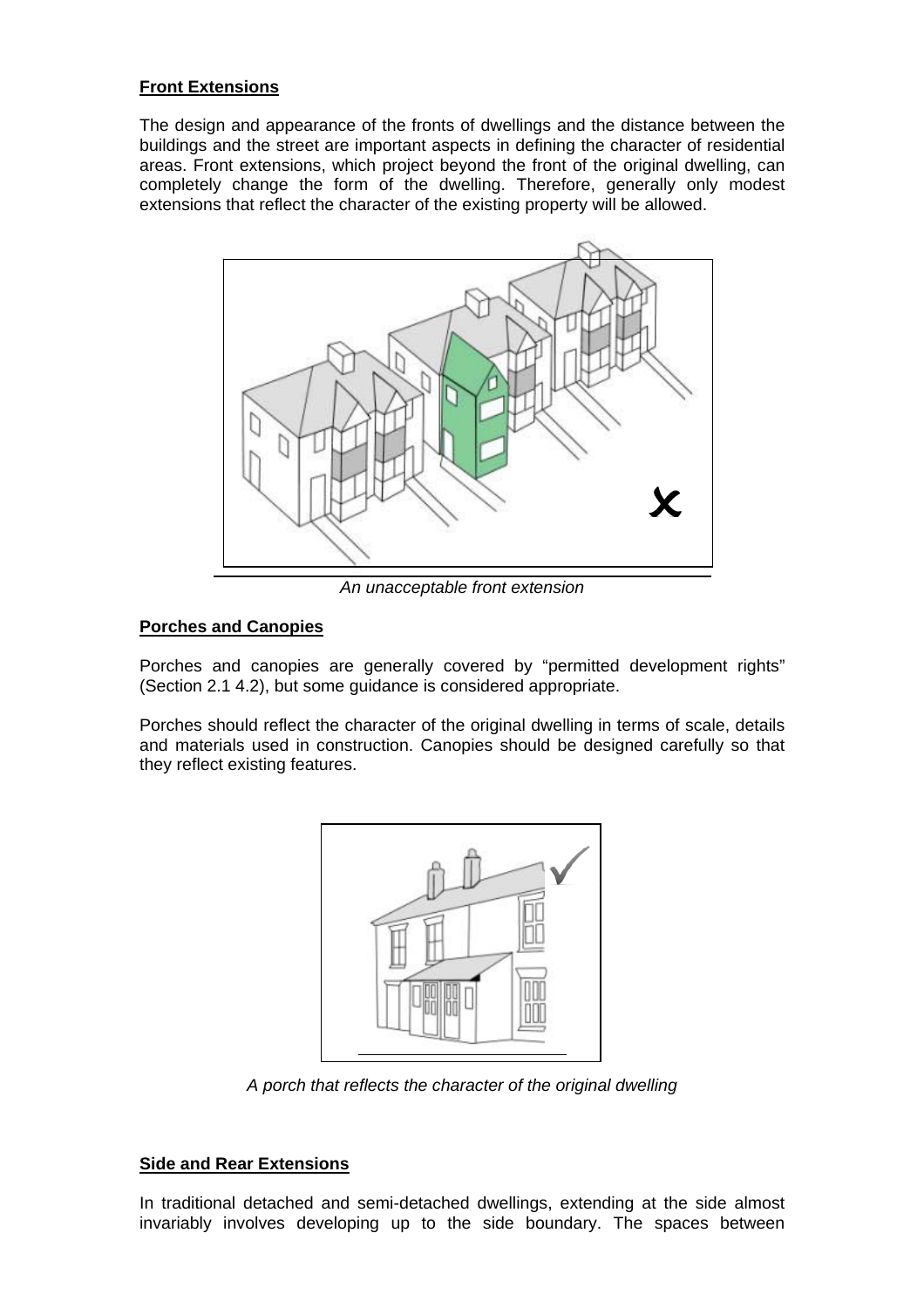**Front Extensions**

The design and appearance of the fronts of dwellings and the distance between the buildings and the street are important aspects in defining the character of residential areas. Front extensions, which project beyond the front of the original dwelling, can completely change the form of the dwelling. Therefore, generally only modest extensions that reflect the character of the existing property will be allowed.

*An unacceptable front extension*

**Porches and Canopies**

Porches and canopies are generally covered by "permitted development rights" (Section 2.1 4.2), but some guidance is considered appropriate.

Porches should reflect the character of the original dwelling in terms of scale, details and materials used in construction. Canopies should be designed carefully so that they reflect existing features.

*A porch that reflects the character of the original dwelling*

**Side and Rear Extensions**

In traditional detached and semi-detached dwellings, extending at the side almost invariably involves developing up to the side boundary. The spaces between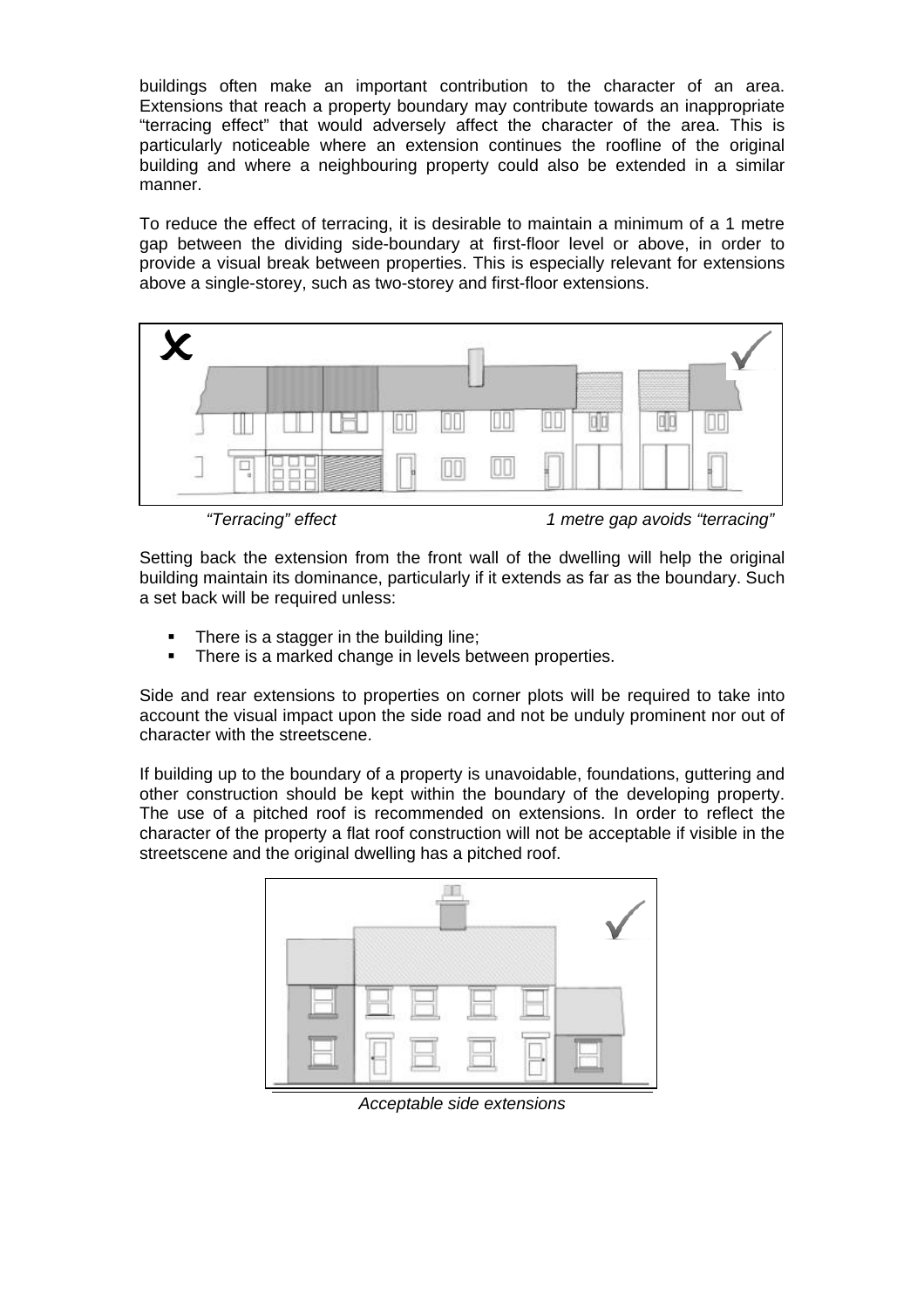buildings often make an important contribution to the character of an area. Extensions that reach a property boundary may contribute towards an inappropriate "terracing effect" that would adversely affect the character of the area. This is particularly noticeable where an extension continues the roofline of the original building and where a neighbouring property could also be extended in a similar manner.

To reduce the effect of terracing, it is desirable to maintain a minimum of a 1 metre gap between the dividing side-boundary at first-floor level or above, in order to provide a visual break between properties. This is especially relevant for extensions above a single-storey, such as two-storey and first-floor extensions.

*"Terracing" effect* *1 metre gap avoids "terracing"*

Setting back the extension from the front wall of the dwelling will help the original building maintain its dominance, particularly if it extends as far as the boundary. Such a set back will be required unless:

- There is a stagger in the building line;
- There is a marked change in levels between properties.

Side and rear extensions to properties on corner plots will be required to take into account the visual impact upon the side road and not be unduly prominent nor out of character with the streetscene.

If building up to the boundary of a property is unavoidable, foundations, guttering and other construction should be kept within the boundary of the developing property. The use of a pitched roof is recommended on extensions. In order to reflect the character of the property a flat roof construction will not be acceptable if visible in the streetscene and the original dwelling has a pitched roof.

*Acceptable side extensions*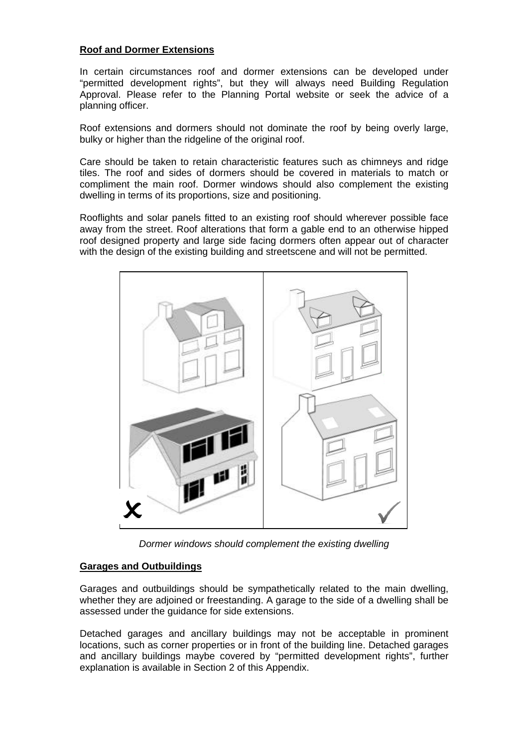**Roof and Dormer Extensions**

In certain circumstances roof and dormer extensions can be developed under "permitted development rights", but they will always need Building Regulation Approval. Please refer to the Planning Portal website or seek the advice of a planning officer.

Roof extensions and dormers should not dominate the roof by being overly large, bulky or higher than the ridgeline of the original roof.

Care should be taken to retain characteristic features such as chimneys and ridge tiles. The roof and sides of dormers should be covered in materials to match or compliment the main roof. Dormer windows should also complement the existing dwelling in terms of its proportions, size and positioning.

Rooflights and solar panels fitted to an existing roof should wherever possible face away from the street. Roof alterations that form a gable end to an otherwise hipped roof designed property and large side facing dormers often appear out of character with the design of the existing building and streetscene and will not be permitted.

*Dormer windows should complement the existing dwelling*

**Garages and Outbuildings**

Garages and outbuildings should be sympathetically related to the main dwelling, whether they are adjoined or freestanding. A garage to the side of a dwelling shall be assessed under the guidance for side extensions.

Detached garages and ancillary buildings may not be acceptable in prominent locations, such as corner properties or in front of the building line. Detached garages and ancillary buildings maybe covered by "permitted development rights", further explanation is available in Section 2 of this Appendix.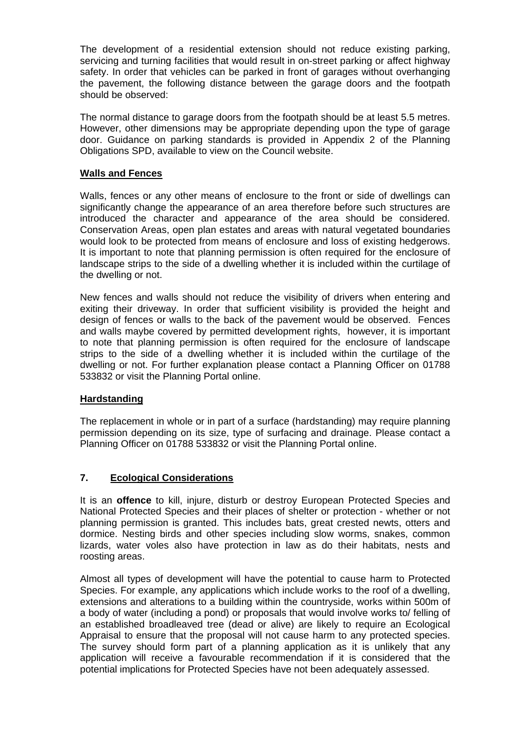The development of a residential extension should not reduce existing parking, servicing and turning facilities that would result in on-street parking or affect highway safety. In order that vehicles can be parked in front of garages without overhanging the pavement, the following distance between the garage doors and the footpath should be observed:

The normal distance to garage doors from the footpath should be at least 5.5 metres. However, other dimensions may be appropriate depending upon the type of garage door. Guidance on parking standards is provided in Appendix 2 of the Planning Obligations SPD, available to view on the Council website.

**Walls and Fences**

Walls, fences or any other means of enclosure to the front or side of dwellings can significantly change the appearance of an area therefore before such structures are introduced the character and appearance of the area should be considered. Conservation Areas, open plan estates and areas with natural vegetated boundaries would look to be protected from means of enclosure and loss of existing hedgerows. It is important to note that planning permission is often required for the enclosure of landscape strips to the side of a dwelling whether it is included within the curtilage of the dwelling or not.

New fences and walls should not reduce the visibility of drivers when entering and exiting their driveway. In order that sufficient visibility is provided the height and design of fences or walls to the back of the pavement would be observed. Fences and walls maybe covered by permitted development rights, however, it is important to note that planning permission is often required for the enclosure of landscape strips to the side of a dwelling whether it is included within the curtilage of the dwelling or not. For further explanation please contact a Planning Officer on 01788 533832 or visit the Planning Portal online.

**Hardstanding**

The replacement in whole or in part of a surface (hardstanding) may require planning permission depending on its size, type of surfacing and drainage. Please contact a Planning Officer on 01788 533832 or visit the Planning Portal online.

## 7. Ecological Considerations

It is an **offence** to kill, injure, disturb or destroy European Protected Species and National Protected Species and their places of shelter or protection - whether or not planning permission is granted. This includes bats, great crested newts, otters and dormice. Nesting birds and other species including slow worms, snakes, common lizards, water voles also have protection in law as do their habitats, nests and roosting areas.

Almost all types of development will have the potential to cause harm to Protected Species. For example, any applications which include works to the roof of a dwelling, extensions and alterations to a building within the countryside, works within 500m of a body of water (including a pond) or proposals that would involve works to/ felling of an established broadleaved tree (dead or alive) are likely to require an Ecological Appraisal to ensure that the proposal will not cause harm to any protected species. The survey should form part of a planning application as it is unlikely that any application will receive a favourable recommendation if it is considered that the potential implications for Protected Species have not been adequately assessed.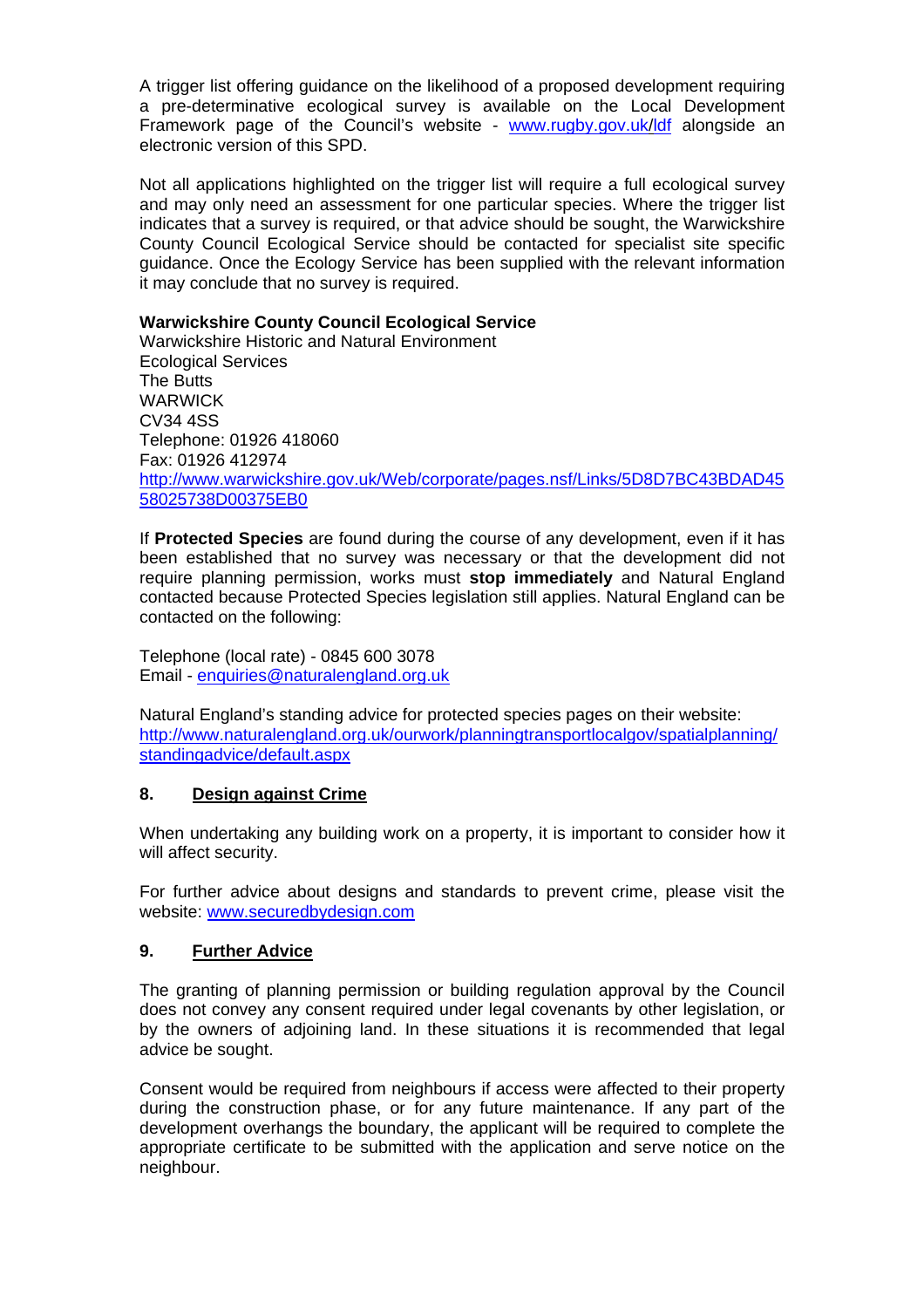A trigger list offering guidance on the likelihood of a proposed development requiring a pre-determinative ecological survey is available on the Local Development Framework page of the Council's website - [www.rugby.gov.uk/ldf](www.rugby.gov.uk/ldf) alongside an electronic version of this SPD.

Not all applications highlighted on the trigger list will require a full ecological survey and may only need an assessment for one particular species. Where the trigger list indicates that a survey is required, or that advice should be sought, the Warwickshire County Council Ecological Service should be contacted for specialist site specific guidance. Once the Ecology Service has been supplied with the relevant information it may conclude that no survey is required.

**Warwickshire County Council Ecological Service**
Warwickshire Historic and Natural Environment
Ecological Services
The Butts
WARWICK
CV34 4SS
Telephone: 01926 418060
Fax: 01926 412974
[http://www.warwickshire.gov.uk/Web/corporate/pages.nsf/Links/5D8D7BC43BDAD4558025738D00375EB0](http://www.warwickshire.gov.uk/Web/corporate/pages.nsf/Links/5D8D7BC43BDAD4558025738D00375EB0)

If **Protected Species** are found during the course of any development, even if it has been established that no survey was necessary or that the development did not require planning permission, works must **stop immediately** and Natural England contacted because Protected Species legislation still applies. Natural England can be contacted on the following:

Telephone (local rate) - 0845 600 3078
Email - [enquiries@naturalengland.org.uk](mailto:enquiries@naturalengland.org.uk)

Natural England's standing advice for protected species pages on their website:
[http://www.naturalengland.org.uk/ourwork/planningtransportlocalgov/spatialplanning/standingadvice/default.aspx](http://www.naturalengland.org.uk/ourwork/planningtransportlocalgov/spatialplanning/standingadvice/default.aspx)

## 8. Design against Crime

When undertaking any building work on a property, it is important to consider how it will affect security.

For further advice about designs and standards to prevent crime, please visit the website: [www.securedbydesign.com](www.securedbydesign.com)

## 9. Further Advice

The granting of planning permission or building regulation approval by the Council does not convey any consent required under legal covenants by other legislation, or by the owners of adjoining land. In these situations it is recommended that legal advice be sought.

Consent would be required from neighbours if access were affected to their property during the construction phase, or for any future maintenance. If any part of the development overhangs the boundary, the applicant will be required to complete the appropriate certificate to be submitted with the application and serve notice on the neighbour.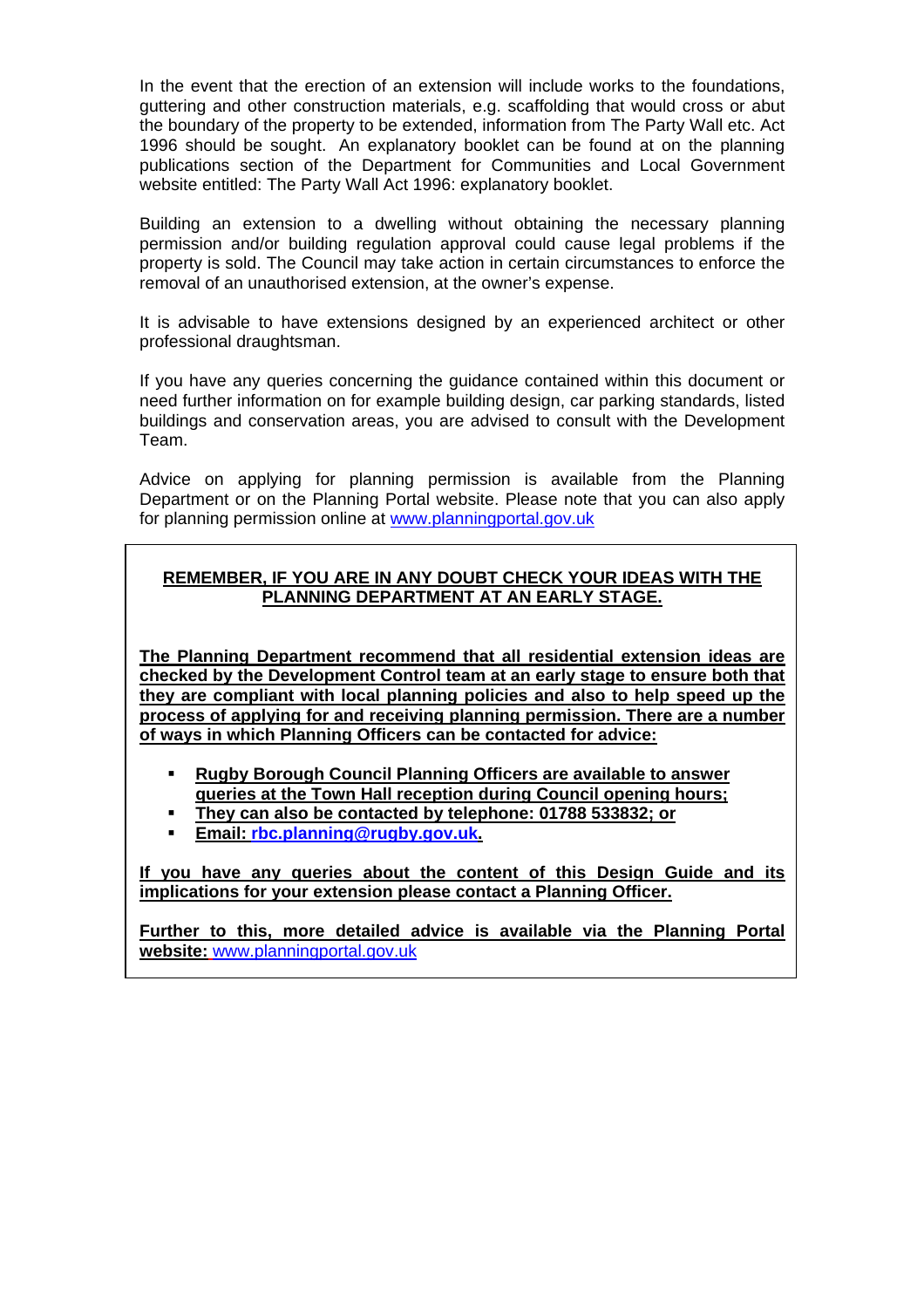In the event that the erection of an extension will include works to the foundations, guttering and other construction materials, e.g. scaffolding that would cross or abut the boundary of the property to be extended, information from The Party Wall etc. Act 1996 should be sought. An explanatory booklet can be found at on the planning publications section of the Department for Communities and Local Government website entitled: The Party Wall Act 1996: explanatory booklet.

Building an extension to a dwelling without obtaining the necessary planning permission and/or building regulation approval could cause legal problems if the property is sold. The Council may take action in certain circumstances to enforce the removal of an unauthorised extension, at the owner's expense.

It is advisable to have extensions designed by an experienced architect or other professional draughtsman.

If you have any queries concerning the guidance contained within this document or need further information on for example building design, car parking standards, listed buildings and conservation areas, you are advised to consult with the Development Team.

Advice on applying for planning permission is available from the Planning Department or on the Planning Portal website. Please note that you can also apply for planning permission online at www.planningportal.gov.uk

**REMEMBER, IF YOU ARE IN ANY DOUBT CHECK YOUR IDEAS WITH THE PLANNING DEPARTMENT AT AN EARLY STAGE.**

**The Planning Department recommend that all residential extension ideas are checked by the Development Control team at an early stage to ensure both that they are compliant with local planning policies and also to help speed up the process of applying for and receiving planning permission. There are a number of ways in which Planning Officers can be contacted for advice:**

- **Rugby Borough Council Planning Officers are available to answer queries at the Town Hall reception during Council opening hours;**
- **They can also be contacted by telephone: 01788 533832; or**
- **Email: rbc.planning@rugby.gov.uk.**

**If you have any queries about the content of this Design Guide and its implications for your extension please contact a Planning Officer.**

**Further to this, more detailed advice is available via the Planning Portal website:** www.planningportal.gov.uk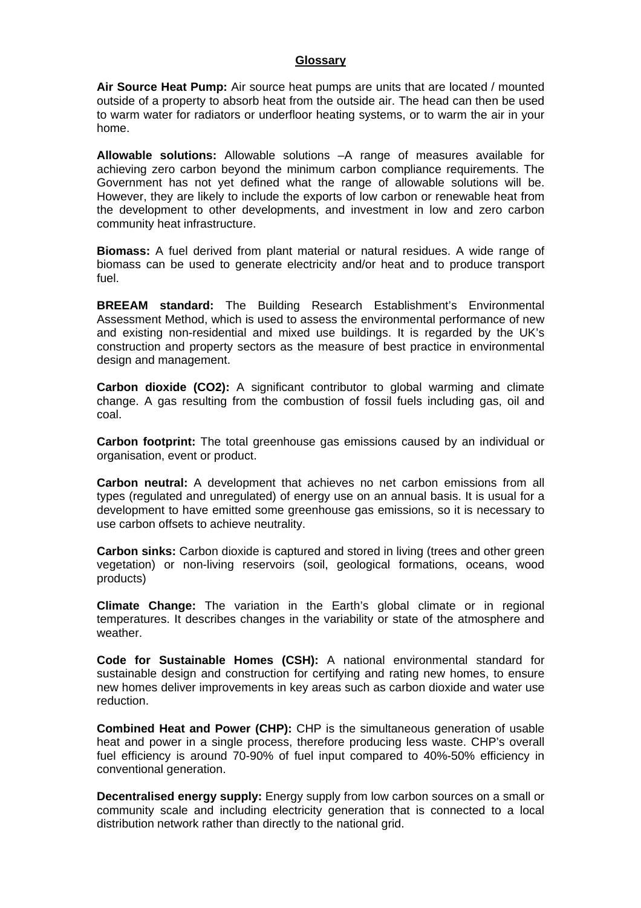## Glossary

**Air Source Heat Pump:** Air source heat pumps are units that are located / mounted outside of a property to absorb heat from the outside air. The head can then be used to warm water for radiators or underfloor heating systems, or to warm the air in your home.

**Allowable solutions:** Allowable solutions –A range of measures available for achieving zero carbon beyond the minimum carbon compliance requirements. The Government has not yet defined what the range of allowable solutions will be. However, they are likely to include the exports of low carbon or renewable heat from the development to other developments, and investment in low and zero carbon community heat infrastructure.

**Biomass:** A fuel derived from plant material or natural residues. A wide range of biomass can be used to generate electricity and/or heat and to produce transport fuel.

**BREEAM standard:** The Building Research Establishment's Environmental Assessment Method, which is used to assess the environmental performance of new and existing non-residential and mixed use buildings. It is regarded by the UK's construction and property sectors as the measure of best practice in environmental design and management.

**Carbon dioxide ($CO_2$):** A significant contributor to global warming and climate change. A gas resulting from the combustion of fossil fuels including gas, oil and coal.

**Carbon footprint:** The total greenhouse gas emissions caused by an individual or organisation, event or product.

**Carbon neutral:** A development that achieves no net carbon emissions from all types (regulated and unregulated) of energy use on an annual basis. It is usual for a development to have emitted some greenhouse gas emissions, so it is necessary to use carbon offsets to achieve neutrality.

**Carbon sinks:** Carbon dioxide is captured and stored in living (trees and other green vegetation) or non-living reservoirs (soil, geological formations, oceans, wood products)

**Climate Change:** The variation in the Earth's global climate or in regional temperatures. It describes changes in the variability or state of the atmosphere and weather.

**Code for Sustainable Homes (CSH):** A national environmental standard for sustainable design and construction for certifying and rating new homes, to ensure new homes deliver improvements in key areas such as carbon dioxide and water use reduction.

**Combined Heat and Power (CHP):** CHP is the simultaneous generation of usable heat and power in a single process, therefore producing less waste. CHP's overall fuel efficiency is around 70-90% of fuel input compared to 40%-50% efficiency in conventional generation.

**Decentralised energy supply:** Energy supply from low carbon sources on a small or community scale and including electricity generation that is connected to a local distribution network rather than directly to the national grid.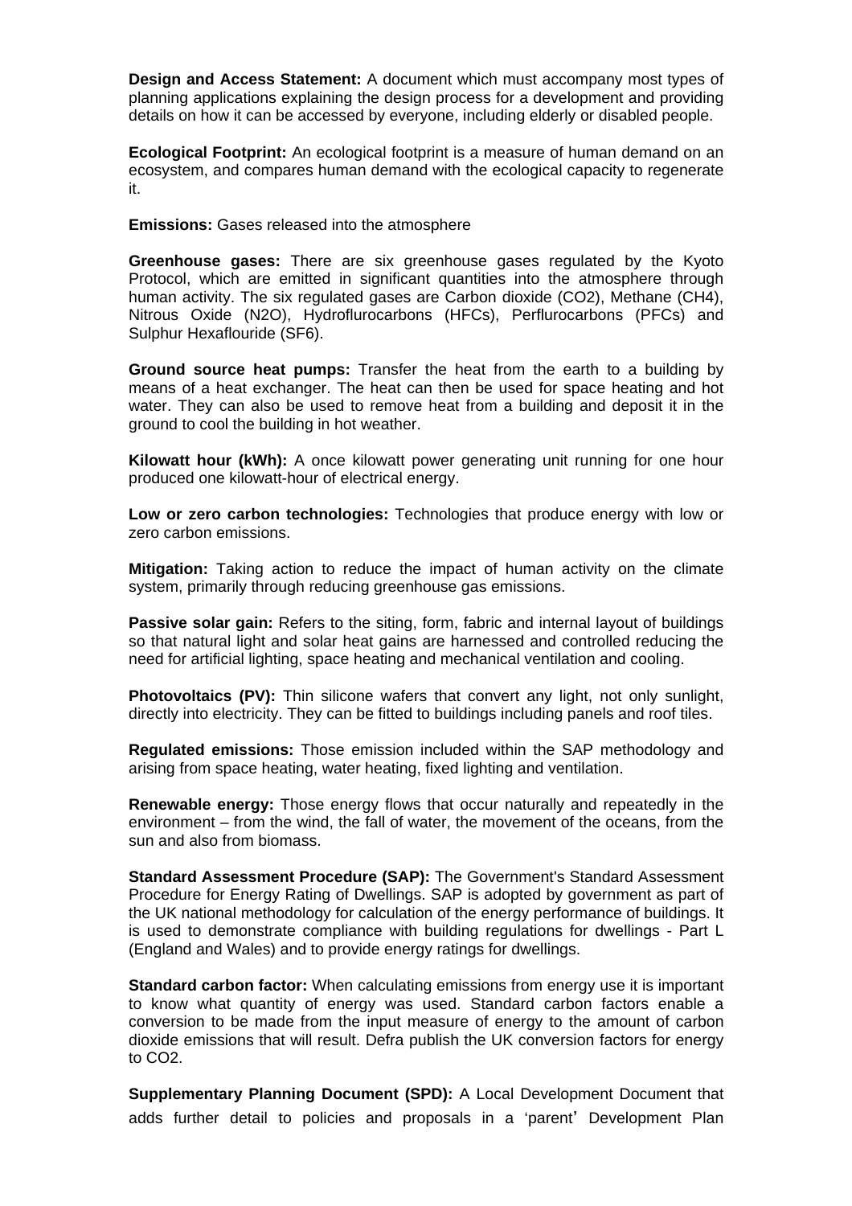**Design and Access Statement:** A document which must accompany most types of planning applications explaining the design process for a development and providing details on how it can be accessed by everyone, including elderly or disabled people.

**Ecological Footprint:** An ecological footprint is a measure of human demand on an ecosystem, and compares human demand with the ecological capacity to regenerate it.

**Emissions:** Gases released into the atmosphere

**Greenhouse gases:** There are six greenhouse gases regulated by the Kyoto Protocol, which are emitted in significant quantities into the atmosphere through human activity. The six regulated gases are Carbon dioxide ($CO_2$), Methane ($CH_4$), Nitrous Oxide ($N_2O$), Hydroflurocarbons (HFCs), Perflurocarbons (PFCs) and Sulphur Hexaflouride ($SF_6$).

**Ground source heat pumps:** Transfer the heat from the earth to a building by means of a heat exchanger. The heat can then be used for space heating and hot water. They can also be used to remove heat from a building and deposit it in the ground to cool the building in hot weather.

**Kilowatt hour (kWh):** A once kilowatt power generating unit running for one hour produced one kilowatt-hour of electrical energy.

**Low or zero carbon technologies:** Technologies that produce energy with low or zero carbon emissions.

**Mitigation:** Taking action to reduce the impact of human activity on the climate system, primarily through reducing greenhouse gas emissions.

**Passive solar gain:** Refers to the siting, form, fabric and internal layout of buildings so that natural light and solar heat gains are harnessed and controlled reducing the need for artificial lighting, space heating and mechanical ventilation and cooling.

**Photovoltaics (PV):** Thin silicone wafers that convert any light, not only sunlight, directly into electricity. They can be fitted to buildings including panels and roof tiles.

**Regulated emissions:** Those emission included within the SAP methodology and arising from space heating, water heating, fixed lighting and ventilation.

**Renewable energy:** Those energy flows that occur naturally and repeatedly in the environment – from the wind, the fall of water, the movement of the oceans, from the sun and also from biomass.

**Standard Assessment Procedure (SAP):** The Government's Standard Assessment Procedure for Energy Rating of Dwellings. SAP is adopted by government as part of the UK national methodology for calculation of the energy performance of buildings. It is used to demonstrate compliance with building regulations for dwellings - Part L (England and Wales) and to provide energy ratings for dwellings.

**Standard carbon factor:** When calculating emissions from energy use it is important to know what quantity of energy was used. Standard carbon factors enable a conversion to be made from the input measure of energy to the amount of carbon dioxide emissions that will result. Defra publish the UK conversion factors for energy to $CO_2$.

**Supplementary Planning Document (SPD):** A Local Development Document that adds further detail to policies and proposals in a 'parent' Development Plan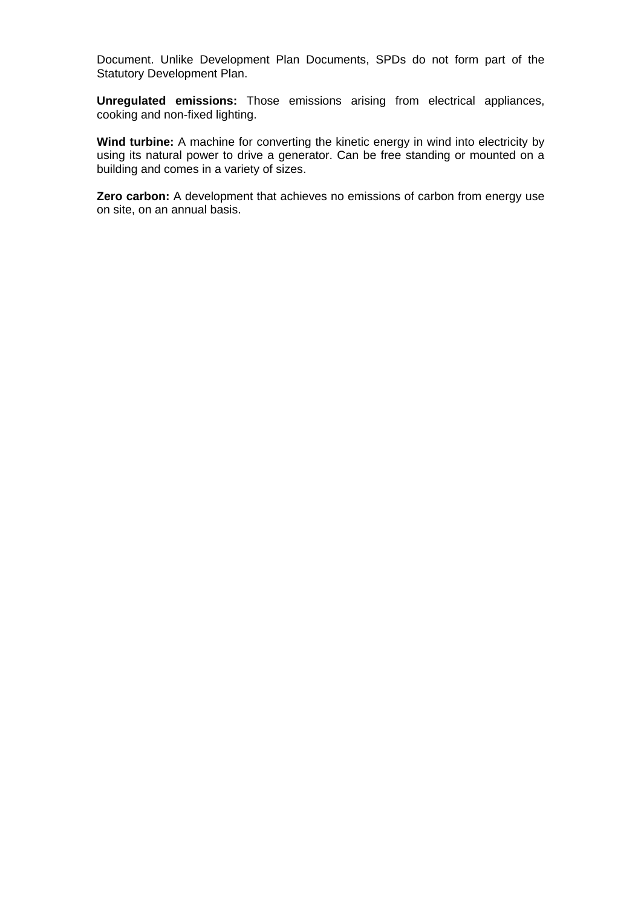Document. Unlike Development Plan Documents, SPDs do not form part of the Statutory Development Plan.

**Unregulated emissions:** Those emissions arising from electrical appliances, cooking and non-fixed lighting.

**Wind turbine:** A machine for converting the kinetic energy in wind into electricity by using its natural power to drive a generator. Can be free standing or mounted on a building and comes in a variety of sizes.

**Zero carbon:** A development that achieves no emissions of carbon from energy use on site, on an annual basis.